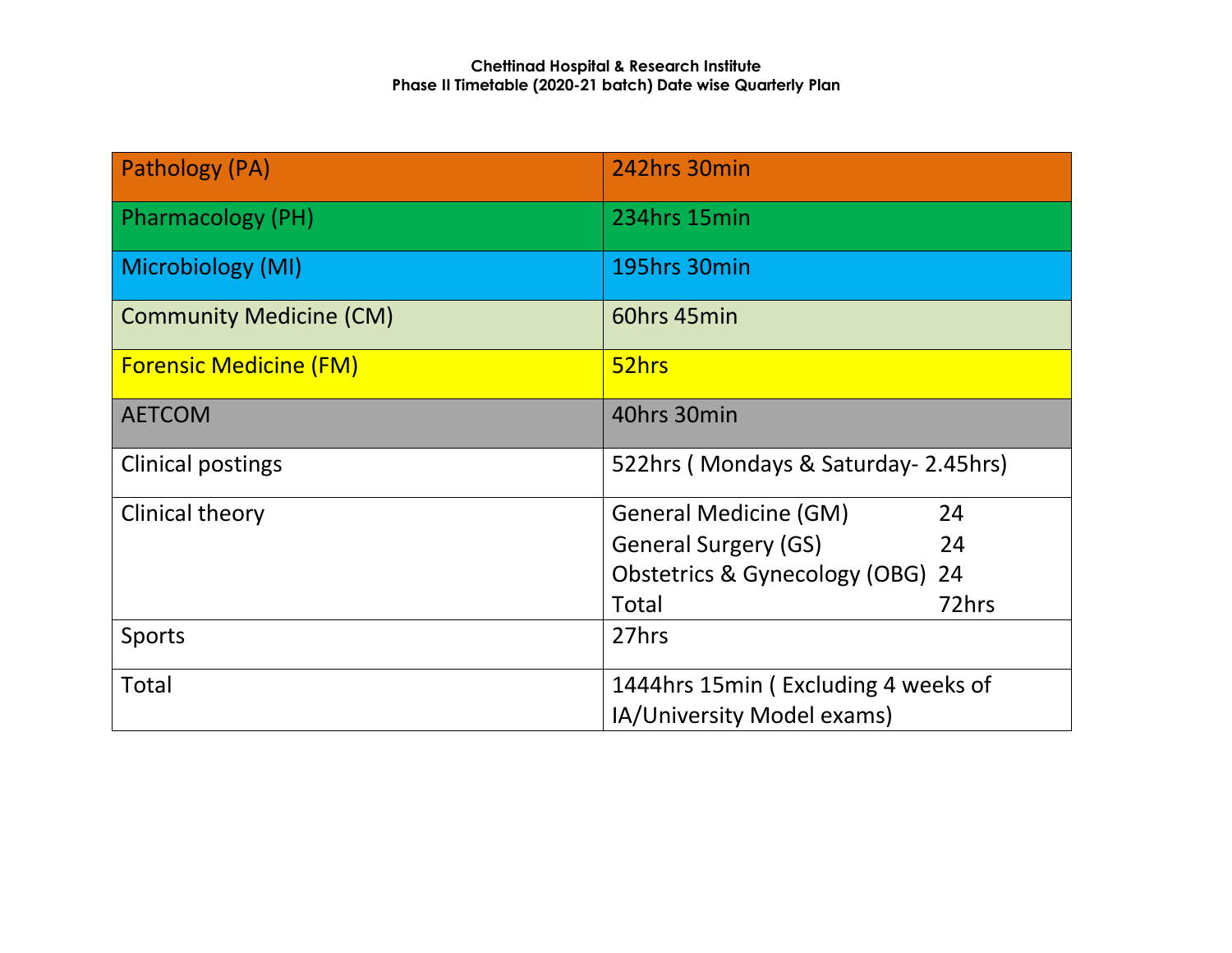**Chettinad Hospital & Research Institute**
**Phase II Timetable (2020-21 batch) Date wise Quarterly Plan**

| | |
|---|---|
| Pathology (PA) | 242hrs 30min |
| Pharmacology (PH) | 234hrs 15min |
| Microbiology (MI) | 195hrs 30min |
| Community Medicine (CM) | 60hrs 45min |
| Forensic Medicine (FM) | 52hrs |
| AETCOM | 40hrs 30min |
| Clinical postings | 522hrs ( Mondays & Saturday- 2.45hrs) |
| Clinical theory | General Medicine (GM) 24<br>General Surgery (GS) 24<br>Obstetrics & Gynecology (OBG) 24<br>Total 72hrs |
| Sports | 27hrs |
| Total | 1444hrs 15min ( Excluding 4 weeks of IA/University Model exams) |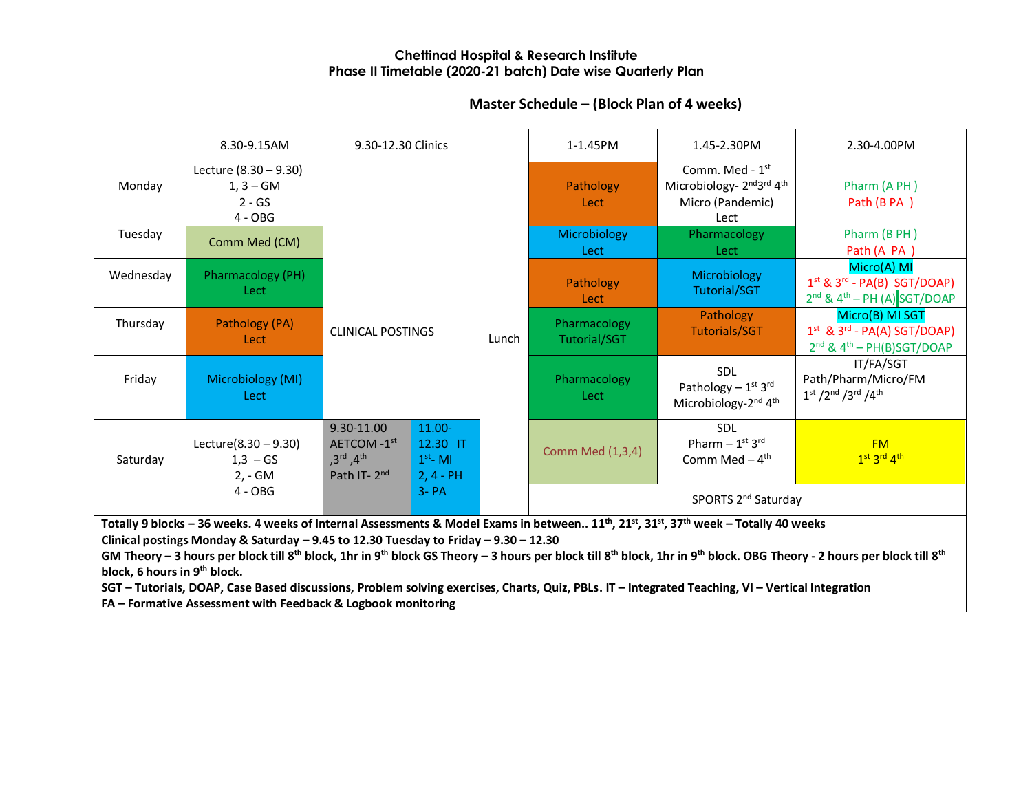**Chettinad Hospital & Research Institute**
**Phase II Timetable (2020-21 batch) Date wise Quarterly Plan**

## Master Schedule – (Block Plan of 4 weeks)

| | 8.30-9.15AM | 9.30-12.30 Clinics | | | 1-1.45PM | 1.45-2.30PM | 2.30-4.00PM |
|---|---|---|---|---|---|---|---|
| Monday | Lecture (8.30 – 9.30) 1, 3 – GM 2 - GS 4 - OBG | CLINICAL POSTINGS | | Lunch | Pathology Lect | Comm. Med - 1st Microbiology- 2nd 3rd 4th Micro (Pandemic) Lect | Pharm (A PH ) Path (B PA ) |
| Tuesday | Comm Med (CM) | CLINICAL POSTINGS | | Lunch | Microbiology Lect | Pharmacology Lect | Pharm (B PH ) Path (A PA ) |
| Wednesday | Pharmacology (PH) Lect | CLINICAL POSTINGS | | Lunch | Pathology Lect | Microbiology Tutorial/SGT | Micro(A) MI 1st & 3rd - PA(B) SGT/DOAP 2nd & 4th – PH (A) SGT/DOAP |
| Thursday | Pathology (PA) Lect | CLINICAL POSTINGS | | Lunch | Pharmacology Tutorial/SGT | Pathology Tutorials/SGT | Micro(B) MI SGT 1st & 3rd - PA(A) SGT/DOAP 2nd & 4th – PH(B)SGT/DOAP |
| Friday | Microbiology (MI) Lect | CLINICAL POSTINGS | | Lunch | Pharmacology Lect | SDL Pathology – 1st 3rd Microbiology-2nd 4th | IT/FA/SGT Path/Pharm/Micro/FM 1st /2nd /3rd /4th |
| Saturday | Lecture(8.30 – 9.30) 1,3 – GS 2, - GM 4 - OBG | 9.30-11.00 AETCOM -1st ,3rd ,4th Path IT- 2nd | 11.00-12.30 IT 1st- MI 2, 4 - PH 3- PA | Lunch | Comm Med (1,3,4) | SDL Pharm – 1st 3rd Comm Med – 4th | FM 1st 3rd 4th |
| | | | | | SPORTS 2nd Saturday | | |

**Totally 9 blocks – 36 weeks. 4 weeks of Internal Assessments & Model Exams in between.. 11th, 21st, 31st, 37th week – Totally 40 weeks**
**Clinical postings Monday & Saturday – 9.45 to 12.30 Tuesday to Friday – 9.30 – 12.30**
**GM Theory – 3 hours per block till 8th block, 1hr in 9th block GS Theory – 3 hours per block till 8th block, 1hr in 9th block. OBG Theory - 2 hours per block till 8th block, 6 hours in 9th block.**
**SGT – Tutorials, DOAP, Case Based discussions, Problem solving exercises, Charts, Quiz, PBLs. IT – Integrated Teaching, VI – Vertical Integration**
**FA – Formative Assessment with Feedback & Logbook monitoring**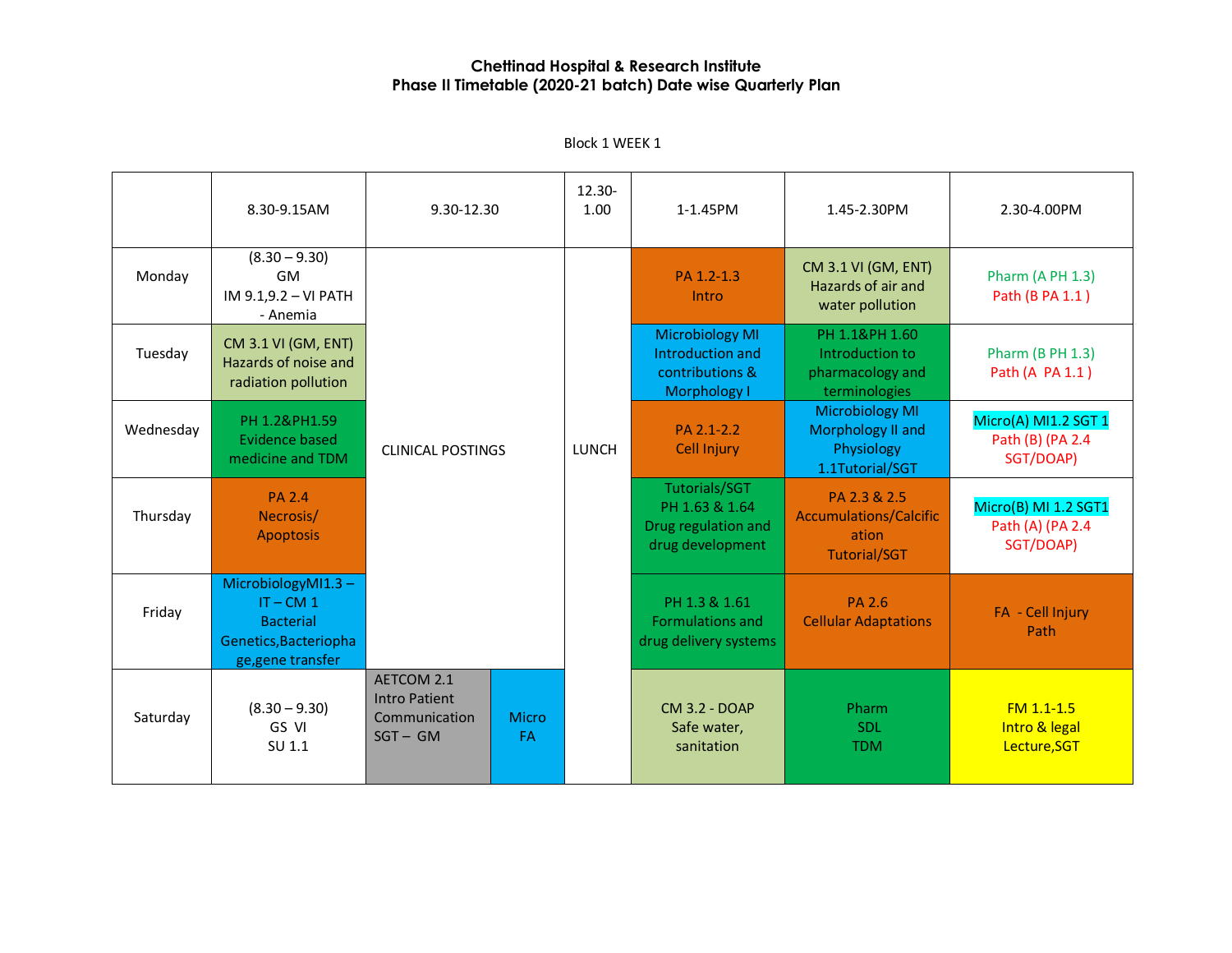**Chettinad Hospital & Research Institute**
**Phase II Timetable (2020-21 batch) Date wise Quarterly Plan**

Block 1 WEEK 1

| | 8.30-9.15AM | 9.30-12.30 | | 12.30-1.00 | 1-1.45PM | 1.45-2.30PM | 2.30-4.00PM |
|---|---|---|---|---|---|---|---|
| Monday | (8.30 – 9.30) GM IM 9.1,9.2 – VI PATH - Anemia | CLINICAL POSTINGS | | LUNCH | PA 1.2-1.3 Intro | CM 3.1 VI (GM, ENT) Hazards of air and water pollution | Pharm (A PH 1.3) Path (B PA 1.1 ) |
| Tuesday | CM 3.1 VI (GM, ENT) Hazards of noise and radiation pollution | CLINICAL POSTINGS | | LUNCH | Microbiology MI Introduction and contributions & Morphology I | PH 1.1&PH 1.60 Introduction to pharmacology and terminologies | Pharm (B PH 1.3) Path (A PA 1.1 ) |
| Wednesday | PH 1.2&PH1.59 Evidence based medicine and TDM | CLINICAL POSTINGS | | LUNCH | PA 2.1-2.2 Cell Injury | Microbiology MI Morphology II and Physiology 1.1Tutorial/SGT | Micro(A) MI1.2 SGT 1 Path (B) (PA 2.4 SGT/DOAP) |
| Thursday | PA 2.4 Necrosis/ Apoptosis | CLINICAL POSTINGS | | LUNCH | Tutorials/SGT PH 1.63 & 1.64 Drug regulation and drug development | PA 2.3 & 2.5 Accumulations/Calcification Tutorial/SGT | Micro(B) MI 1.2 SGT1 Path (A) (PA 2.4 SGT/DOAP) |
| Friday | MicrobiologyMI1.3 – IT – CM 1 Bacterial Genetics,Bacteriophage,gene transfer | CLINICAL POSTINGS | | LUNCH | PH 1.3 & 1.61 Formulations and drug delivery systems | PA 2.6 Cellular Adaptations | FA - Cell Injury Path |
| Saturday | (8.30 – 9.30) GS VI SU 1.1 | AETCOM 2.1 Intro Patient Communication SGT – GM | Micro FA | LUNCH | CM 3.2 - DOAP Safe water, sanitation | Pharm SDL TDM | FM 1.1-1.5 Intro & legal Lecture,SGT |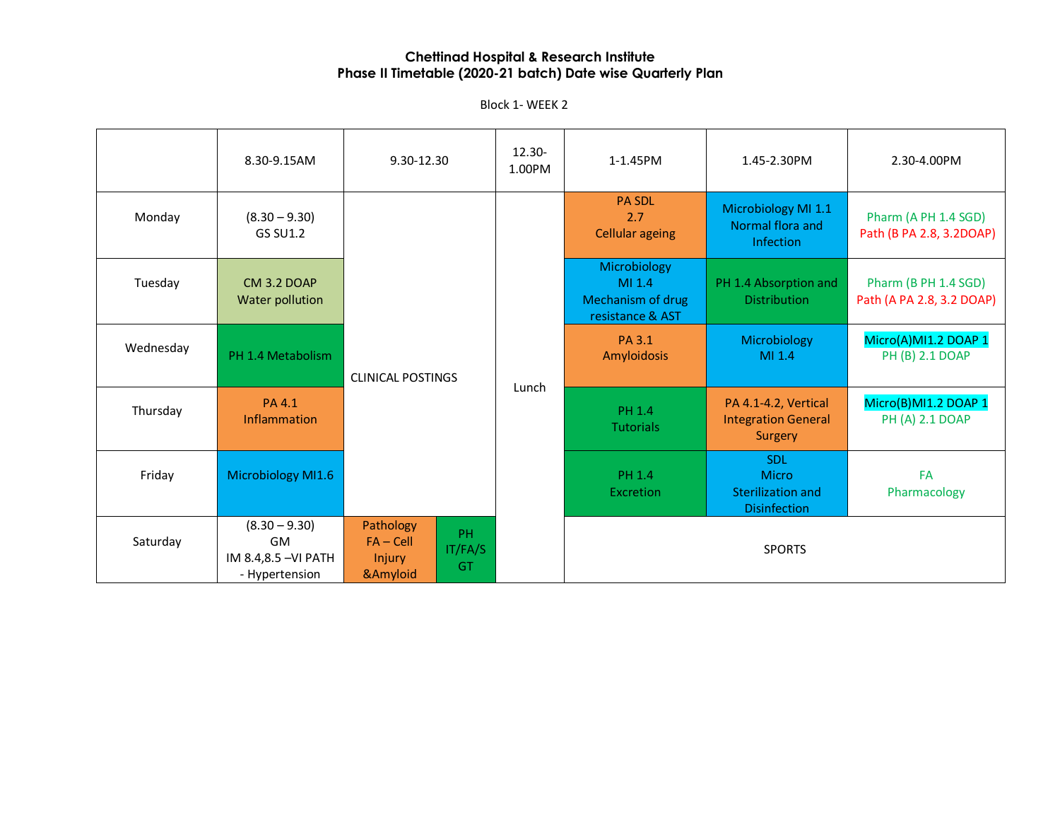## Chettinad Hospital & Research Institute
## Phase II Timetable (2020-21 batch) Date wise Quarterly Plan

Block 1- WEEK 2

| | 8.30-9.15AM | 9.30-12.30 | | 12.30-1.00PM | 1-1.45PM | 1.45-2.30PM | 2.30-4.00PM |
|---|---|---|---|---|---|---|---|
| Monday | (8.30 – 9.30) GS SU1.2 | CLINICAL POSTINGS | | Lunch | PA SDL 2.7 Cellular ageing | Microbiology MI 1.1 Normal flora and Infection | Pharm (A PH 1.4 SGD) Path (B PA 2.8, 3.2DOAP) |
| Tuesday | CM 3.2 DOAP Water pollution | | | | Microbiology MI 1.4 Mechanism of drug resistance & AST | PH 1.4 Absorption and Distribution | Pharm (B PH 1.4 SGD) Path (A PA 2.8, 3.2 DOAP) |
| Wednesday | PH 1.4 Metabolism | | | | PA 3.1 Amyloidosis | Microbiology MI 1.4 | Micro(A)MI1.2 DOAP 1 PH (B) 2.1 DOAP |
| Thursday | PA 4.1 Inflammation | | | | PH 1.4 Tutorials | PA 4.1-4.2, Vertical Integration General Surgery | Micro(B)MI1.2 DOAP 1 PH (A) 2.1 DOAP |
| Friday | Microbiology MI1.6 | | | | PH 1.4 Excretion | SDL Micro Sterilization and Disinfection | FA Pharmacology |
| Saturday | (8.30 – 9.30) GM IM 8.4,8.5 –VI PATH - Hypertension | Pathology FA – Cell Injury &Amyloid | PH IT/FA/SGT | | SPORTS | | |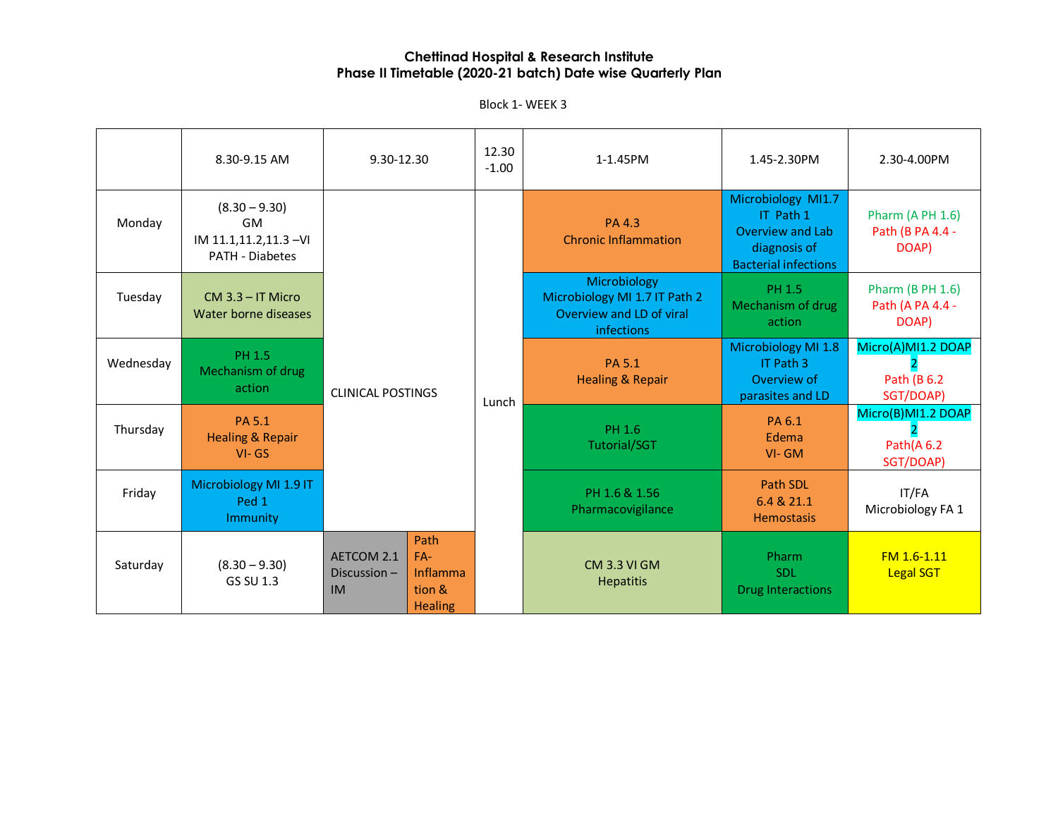**Chettinad Hospital & Research Institute**
**Phase II Timetable (2020-21 batch) Date wise Quarterly Plan**

Block 1- WEEK 3

| | 8.30-9.15 AM | 9.30-12.30 | | 12.30 -1.00 | 1-1.45PM | 1.45-2.30PM | 2.30-4.00PM |
|---|---|---|---|---|---|---|---|
| Monday | (8.30 – 9.30) GM IM 11.1,11.2,11.3 –VI PATH - Diabetes | CLINICAL POSTINGS | | Lunch | PA 4.3 Chronic Inflammation | Microbiology MI1.7 IT Path 1 Overview and Lab diagnosis of Bacterial infections | Pharm (A PH 1.6) Path (B PA 4.4 - DOAP) |
| Tuesday | CM 3.3 – IT Micro Water borne diseases | | | | Microbiology Microbiology MI 1.7 IT Path 2 Overview and LD of viral infections | PH 1.5 Mechanism of drug action | Pharm (B PH 1.6) Path (A PA 4.4 - DOAP) |
| Wednesday | PH 1.5 Mechanism of drug action | | | | PA 5.1 Healing & Repair | Microbiology MI 1.8 IT Path 3 Overview of parasites and LD | Micro(A)MI1.2 DOAP 2 Path (B 6.2 SGT/DOAP) |
| Thursday | PA 5.1 Healing & Repair VI- GS | | | | PH 1.6 Tutorial/SGT | PA 6.1 Edema VI- GM | Micro(B)MI1.2 DOAP 2 Path(A 6.2 SGT/DOAP) |
| Friday | Microbiology MI 1.9 IT Ped 1 Immunity | | | | PH 1.6 & 1.56 Pharmacovigilance | Path SDL 6.4 & 21.1 Hemostasis | IT/FA Microbiology FA 1 |
| Saturday | (8.30 – 9.30) GS SU 1.3 | AETCOM 2.1 Discussion – IM | Path FA- Inflammation & Healing | | CM 3.3 VI GM Hepatitis | Pharm SDL Drug Interactions | FM 1.6-1.11 Legal SGT |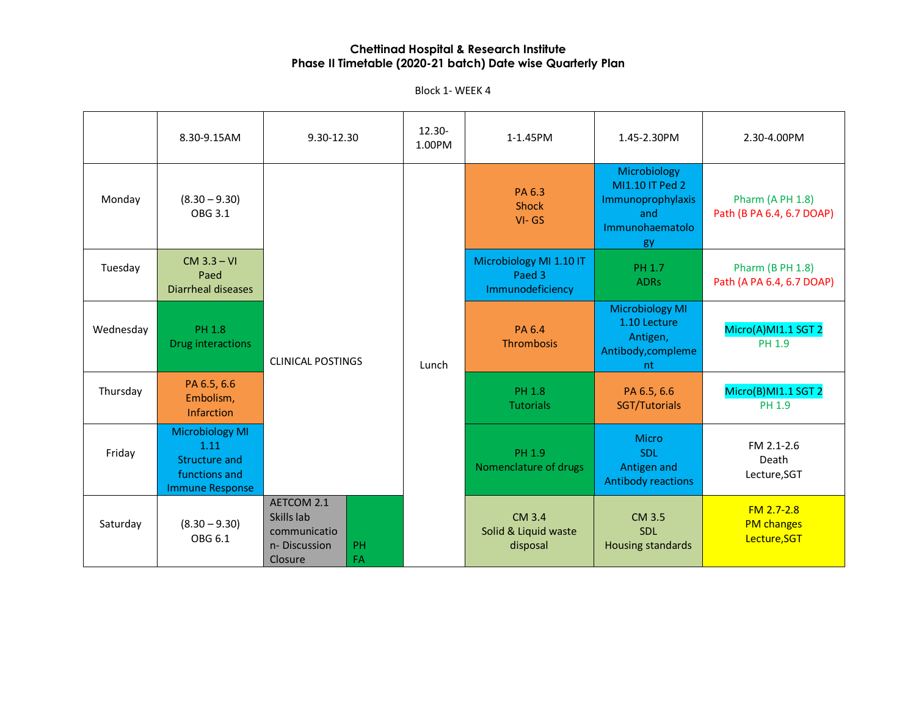# Chettinad Hospital & Research Institute
## Phase II Timetable (2020-21 batch) Date wise Quarterly Plan

Block 1- WEEK 4

| | 8.30-9.15AM | 9.30-12.30 | | 12.30-1.00PM | 1-1.45PM | 1.45-2.30PM | 2.30-4.00PM |
|---|---|---|---|---|---|---|---|
| Monday | (8.30 – 9.30) OBG 3.1 | CLINICAL POSTINGS | | Lunch | PA 6.3 Shock VI- GS | Microbiology MI1.10 IT Ped 2 Immunoprophylaxis and Immunohaematology | Pharm (A PH 1.8) Path (B PA 6.4, 6.7 DOAP) |
| Tuesday | CM 3.3 – VI Paed Diarrheal diseases | CLINICAL POSTINGS | | Lunch | Microbiology MI 1.10 IT Paed 3 Immunodeficiency | PH 1.7 ADRs | Pharm (B PH 1.8) Path (A PA 6.4, 6.7 DOAP) |
| Wednesday | PH 1.8 Drug interactions | CLINICAL POSTINGS | | Lunch | PA 6.4 Thrombosis | Microbiology MI 1.10 Lecture Antigen, Antibody,complement | Micro(A)MI1.1 SGT 2 PH 1.9 |
| Thursday | PA 6.5, 6.6 Embolism, Infarction | CLINICAL POSTINGS | | Lunch | PH 1.8 Tutorials | PA 6.5, 6.6 SGT/Tutorials | Micro(B)MI1.1 SGT 2 PH 1.9 |
| Friday | Microbiology MI 1.11 Structure and functions and Immune Response | CLINICAL POSTINGS | | Lunch | PH 1.9 Nomenclature of drugs | Micro SDL Antigen and Antibody reactions | FM 2.1-2.6 Death Lecture,SGT |
| Saturday | (8.30 – 9.30) OBG 6.1 | AETCOM 2.1 Skills lab communication- Discussion Closure | PH FA | Lunch | CM 3.4 Solid & Liquid waste disposal | CM 3.5 SDL Housing standards | FM 2.7-2.8 PM changes Lecture,SGT |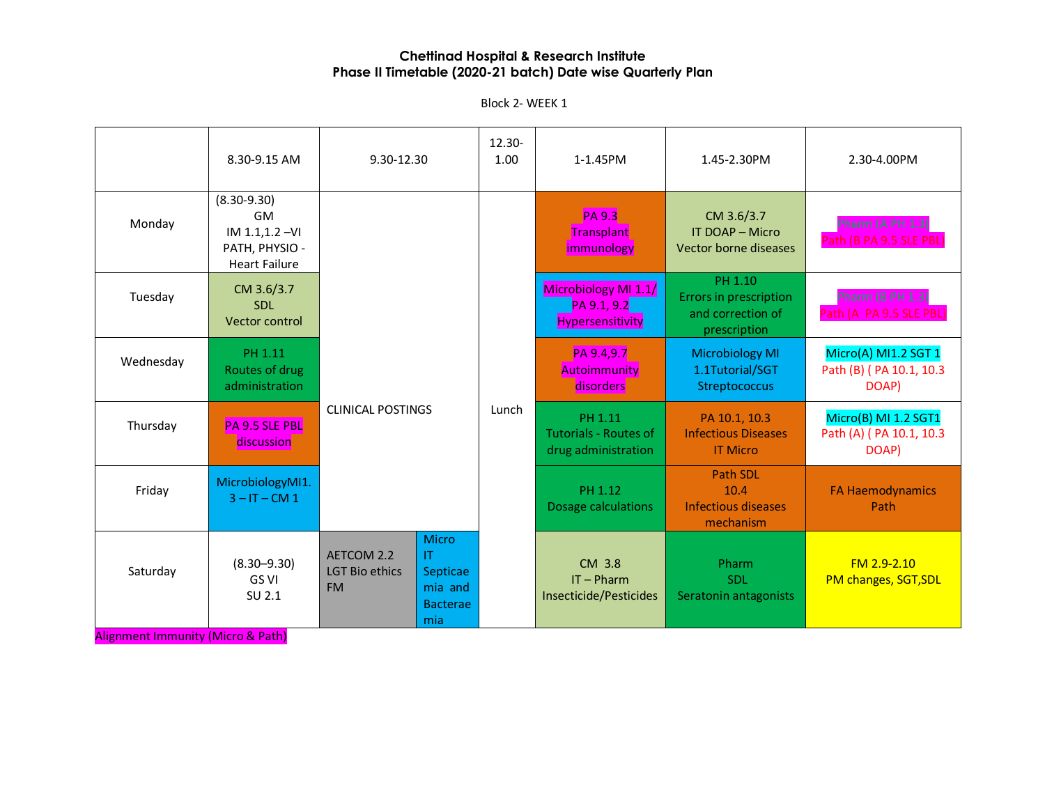**Chettinad Hospital & Research Institute**
**Phase II Timetable (2020-21 batch) Date wise Quarterly Plan**

Block 2- WEEK 1

| | 8.30-9.15 AM | 9.30-12.30 | | 12.30-1.00 | 1-1.45PM | 1.45-2.30PM | 2.30-4.00PM |
|---|---|---|---|---|---|---|---|
| Monday | (8.30-9.30) GM IM 1.1,1.2 –VI PATH, PHYSIO - Heart Failure | CLINICAL POSTINGS | | Lunch | PA 9.3 Transplant immunology | CM 3.6/3.7 IT DOAP – Micro Vector borne diseases | Pharm (A PH 1.3) Path (B PA 9.5 SLE PBL) |
| Tuesday | CM 3.6/3.7 SDL Vector control | | | | Microbiology MI 1.1/ PA 9.1, 9.2 Hypersensitivity | PH 1.10 Errors in prescription and correction of prescription | Pharm (B PH 1.3) Path (A PA 9.5 SLE PBL) |
| Wednesday | PH 1.11 Routes of drug administration | | | | PA 9.4,9.7 Autoimmunity disorders | Microbiology MI 1.1Tutorial/SGT Streptococcus | Micro(A) MI1.2 SGT 1 Path (B) ( PA 10.1, 10.3 DOAP) |
| Thursday | PA 9.5 SLE PBL discussion | | | | PH 1.11 Tutorials - Routes of drug administration | PA 10.1, 10.3 Infectious Diseases IT Micro | Micro(B) MI 1.2 SGT1 Path (A) ( PA 10.1, 10.3 DOAP) |
| Friday | MicrobiologyMI1. 3 – IT – CM 1 | | | | PH 1.12 Dosage calculations | Path SDL 10.4 Infectious diseases mechanism | FA Haemodynamics Path |
| Saturday | (8.30–9.30) GS VI SU 2.1 | AETCOM 2.2 LGT Bio ethics FM | Micro IT Septicaemia and Bacteraemia | | CM 3.8 IT – Pharm Insecticide/Pesticides | Pharm SDL Seratonin antagonists | FM 2.9-2.10 PM changes, SGT,SDL |

Alignment Immunity (Micro & Path)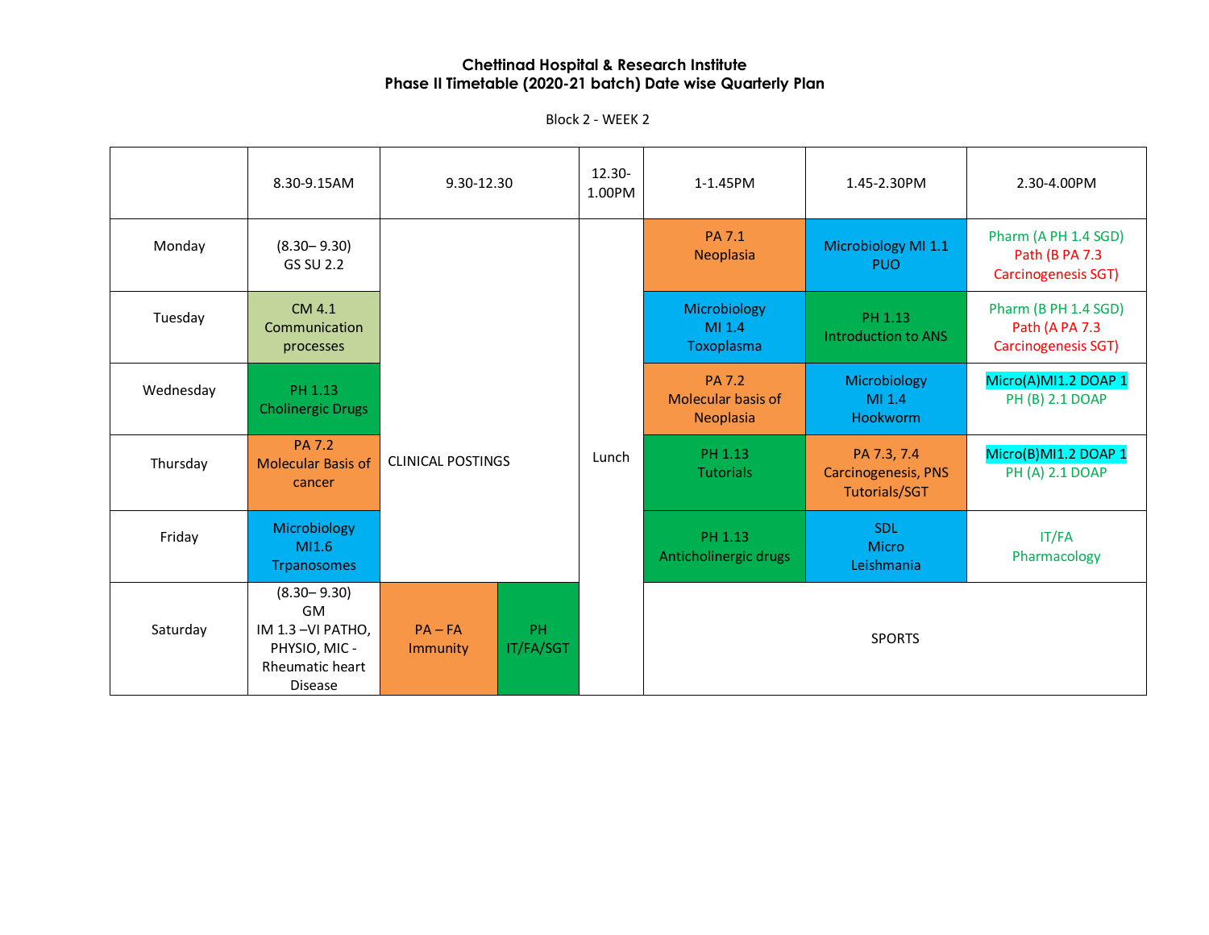# Chettinad Hospital & Research Institute
## Phase II Timetable (2020-21 batch) Date wise Quarterly Plan

Block 2 - WEEK 2

| | 8.30-9.15AM | 9.30-12.30 | | 12.30-1.00PM | 1-1.45PM | 1.45-2.30PM | 2.30-4.00PM |
|---|---|---|---|---|---|---|---|
| Monday | (8.30– 9.30) GS SU 2.2 | CLINICAL POSTINGS | | Lunch | PA 7.1 Neoplasia | Microbiology MI 1.1 PUO | Pharm (A PH 1.4 SGD) Path (B PA 7.3 Carcinogenesis SGT) |
| Tuesday | CM 4.1 Communication processes | CLINICAL POSTINGS | | Lunch | Microbiology MI 1.4 Toxoplasma | PH 1.13 Introduction to ANS | Pharm (B PH 1.4 SGD) Path (A PA 7.3 Carcinogenesis SGT) |
| Wednesday | PH 1.13 Cholinergic Drugs | CLINICAL POSTINGS | | Lunch | PA 7.2 Molecular basis of Neoplasia | Microbiology MI 1.4 Hookworm | Micro(A)MI1.2 DOAP 1 PH (B) 2.1 DOAP |
| Thursday | PA 7.2 Molecular Basis of cancer | CLINICAL POSTINGS | | Lunch | PH 1.13 Tutorials | PA 7.3, 7.4 Carcinogenesis, PNS Tutorials/SGT | Micro(B)MI1.2 DOAP 1 PH (A) 2.1 DOAP |
| Friday | Microbiology MI1.6 Trpanosomes | CLINICAL POSTINGS | | Lunch | PH 1.13 Anticholinergic drugs | SDL Micro Leishmania | IT/FA Pharmacology |
| Saturday | (8.30– 9.30) GM IM 1.3 –VI PATHO, PHYSIO, MIC - Rheumatic heart Disease | PA – FA Immunity | PH IT/FA/SGT | Lunch | SPORTS | | |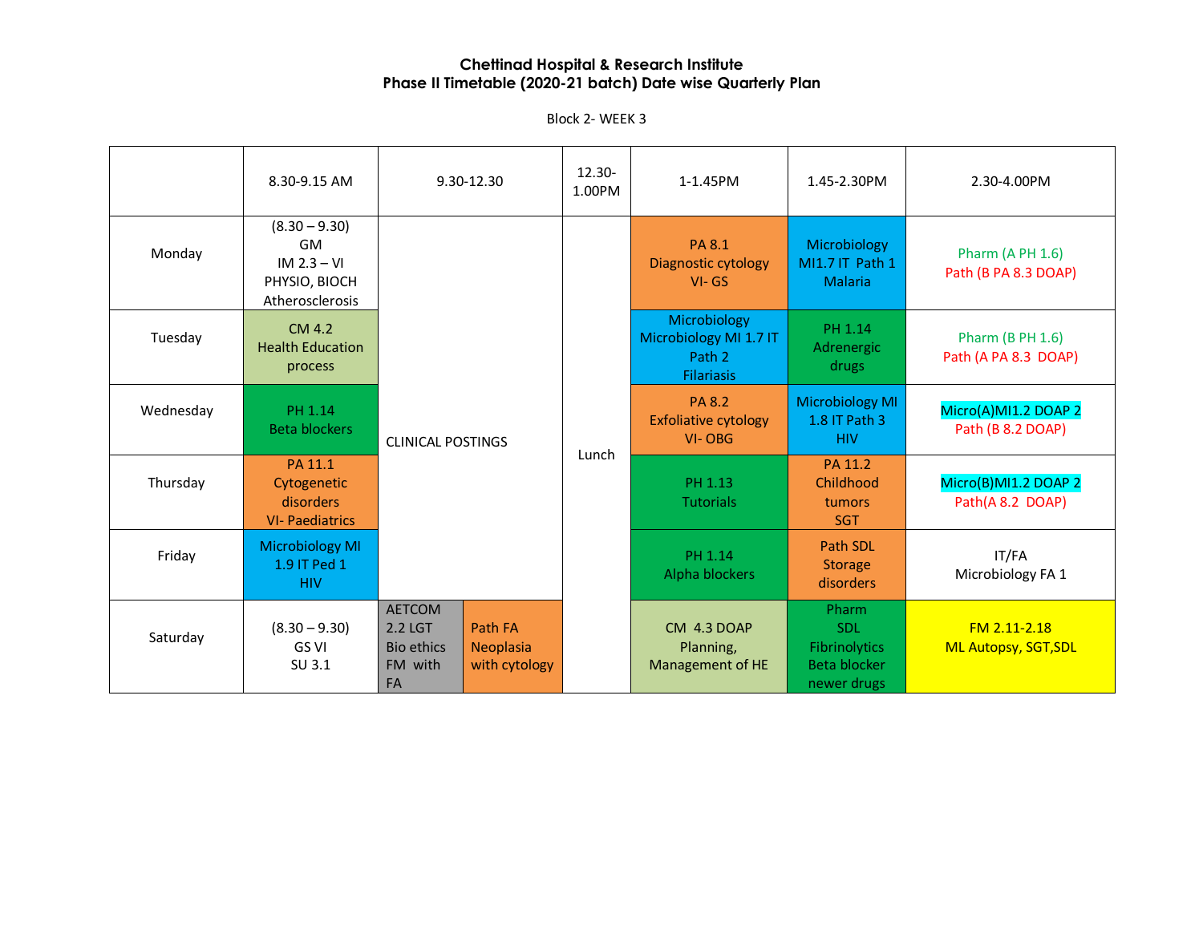**Chettinad Hospital & Research Institute**
**Phase II Timetable (2020-21 batch) Date wise Quarterly Plan**

Block 2- WEEK 3

| | 8.30-9.15 AM | 9.30-12.30 | | 12.30-1.00PM | 1-1.45PM | 1.45-2.30PM | 2.30-4.00PM |
|---|---|---|---|---|---|---|---|
| Monday | (8.30 – 9.30) GM IM 2.3 – VI PHYSIO, BIOCH Atherosclerosis | CLINICAL POSTINGS | | Lunch | PA 8.1 Diagnostic cytology VI- GS | Microbiology MI1.7 IT Path 1 Malaria | Pharm (A PH 1.6) Path (B PA 8.3 DOAP) |
| Tuesday | CM 4.2 Health Education process | CLINICAL POSTINGS | | Lunch | Microbiology Microbiology MI 1.7 IT Path 2 Filariasis | PH 1.14 Adrenergic drugs | Pharm (B PH 1.6) Path (A PA 8.3 DOAP) |
| Wednesday | PH 1.14 Beta blockers | CLINICAL POSTINGS | | Lunch | PA 8.2 Exfoliative cytology VI- OBG | Microbiology MI 1.8 IT Path 3 HIV | Micro(A)MI1.2 DOAP 2 Path (B 8.2 DOAP) |
| Thursday | PA 11.1 Cytogenetic disorders VI- Paediatrics | CLINICAL POSTINGS | | Lunch | PH 1.13 Tutorials | PA 11.2 Childhood tumors SGT | Micro(B)MI1.2 DOAP 2 Path(A 8.2 DOAP) |
| Friday | Microbiology MI 1.9 IT Ped 1 HIV | CLINICAL POSTINGS | | Lunch | PH 1.14 Alpha blockers | Path SDL Storage disorders | IT/FA Microbiology FA 1 |
| Saturday | (8.30 – 9.30) GS VI SU 3.1 | AETCOM 2.2 LGT Bio ethics FM with FA | Path FA Neoplasia with cytology | Lunch | CM 4.3 DOAP Planning, Management of HE | Pharm SDL Fibrinolytics Beta blocker newer drugs | FM 2.11-2.18 ML Autopsy, SGT,SDL |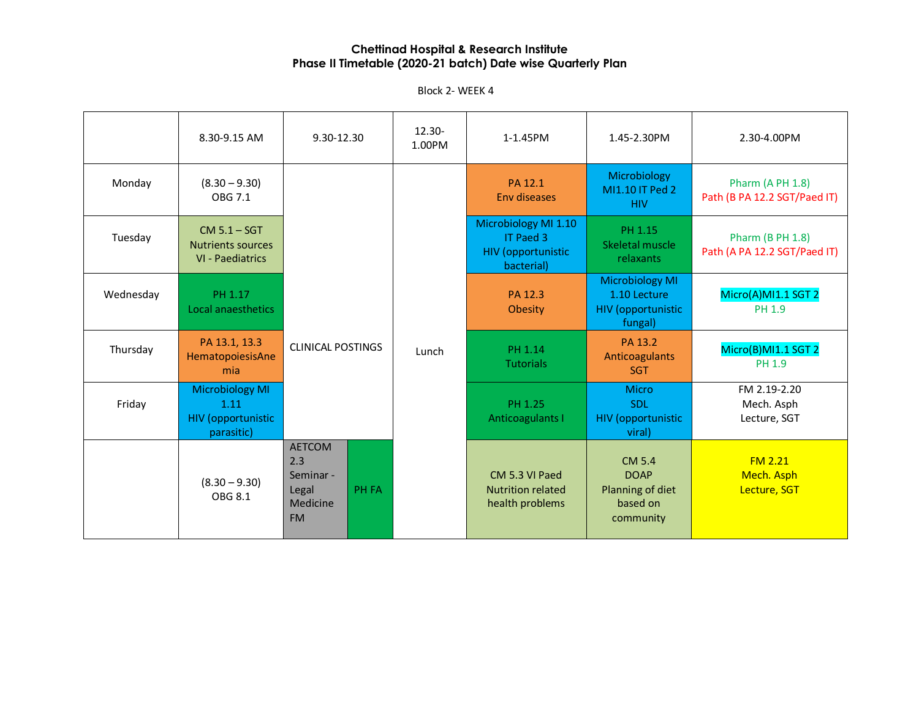**Chettinad Hospital & Research Institute**
**Phase II Timetable (2020-21 batch) Date wise Quarterly Plan**

Block 2- WEEK 4

| | 8.30-9.15 AM | 9.30-12.30 | | 12.30-1.00PM | 1-1.45PM | 1.45-2.30PM | 2.30-4.00PM |
|---|---|---|---|---|---|---|---|
| Monday | (8.30 – 9.30) OBG 7.1 | CLINICAL POSTINGS | | Lunch | PA 12.1 Env diseases | Microbiology MI1.10 IT Ped 2 HIV | Pharm (A PH 1.8) Path (B PA 12.2 SGT/Paed IT) |
| Tuesday | CM 5.1 – SGT Nutrients sources VI - Paediatrics | | | | Microbiology MI 1.10 IT Paed 3 HIV (opportunistic bacterial) | PH 1.15 Skeletal muscle relaxants | Pharm (B PH 1.8) Path (A PA 12.2 SGT/Paed IT) |
| Wednesday | PH 1.17 Local anaesthetics | | | | PA 12.3 Obesity | Microbiology MI 1.10 Lecture HIV (opportunistic fungal) | Micro(A)MI1.1 SGT 2 PH 1.9 |
| Thursday | PA 13.1, 13.3 HematopoiesisAnemia | | | | PH 1.14 Tutorials | PA 13.2 Anticoagulants SGT | Micro(B)MI1.1 SGT 2 PH 1.9 |
| Friday | Microbiology MI 1.11 HIV (opportunistic parasitic) | | | | PH 1.25 Anticoagulants I | Micro SDL HIV (opportunistic viral) | FM 2.19-2.20 Mech. Asph Lecture, SGT |
| | (8.30 – 9.30) OBG 8.1 | AETCOM 2.3 Seminar - Legal Medicine FM | PH FA | | CM 5.3 VI Paed Nutrition related health problems | CM 5.4 DOAP Planning of diet based on community | FM 2.21 Mech. Asph Lecture, SGT |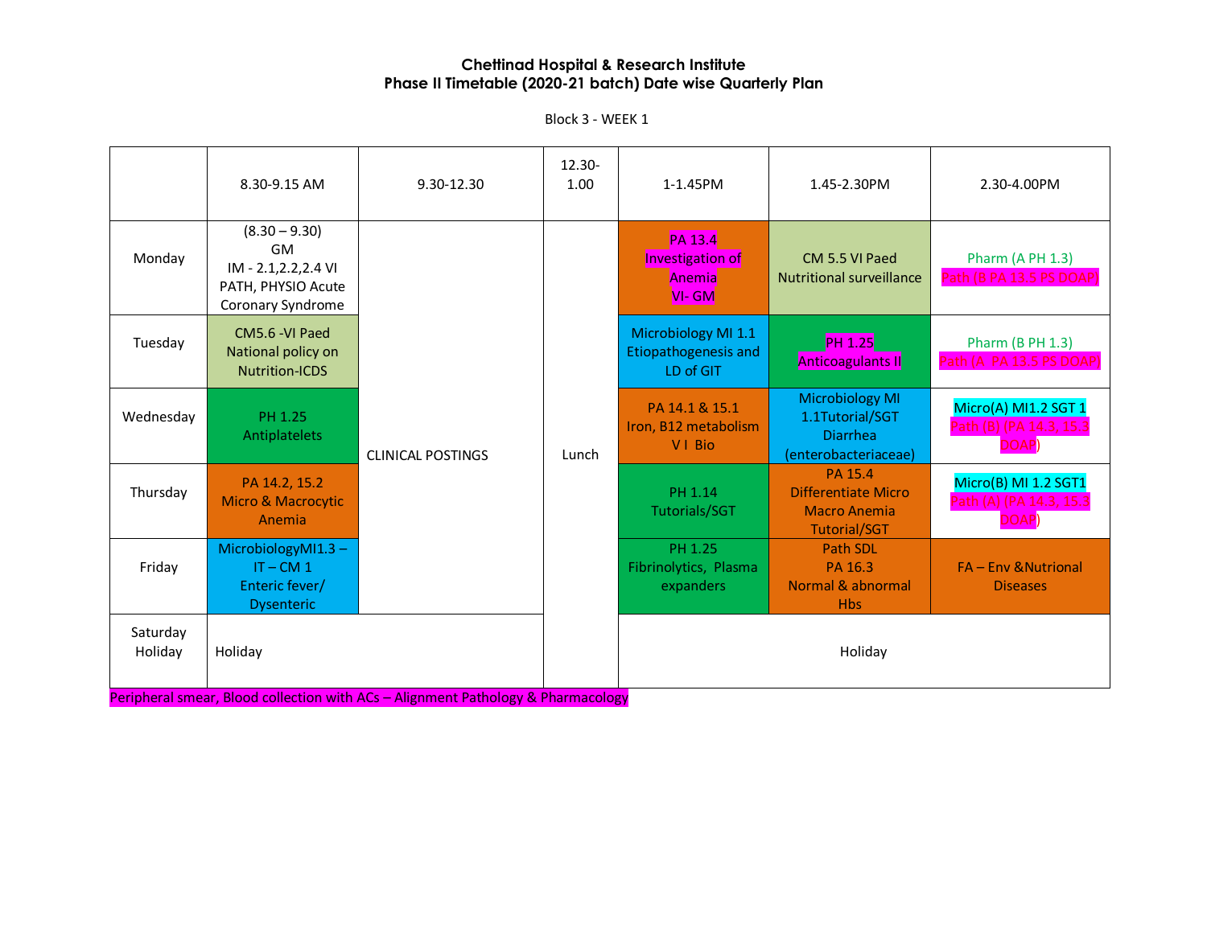**Chettinad Hospital & Research Institute**
**Phase II Timetable (2020-21 batch) Date wise Quarterly Plan**

Block 3 - WEEK 1

| | 8.30-9.15 AM | 9.30-12.30 | 12.30-1.00 | 1-1.45PM | 1.45-2.30PM | 2.30-4.00PM |
|---|---|---|---|---|---|---|
| Monday | (8.30 – 9.30) GM IM - 2.1,2.2,2.4 VI PATH, PHYSIO Acute Coronary Syndrome | CLINICAL POSTINGS | Lunch | PA 13.4 Investigation of Anemia VI- GM | CM 5.5 VI Paed Nutritional surveillance | Pharm (A PH 1.3) Path (B PA 13.5 PS DOAP) |
| Tuesday | CM5.6 -VI Paed National policy on Nutrition-ICDS | | | Microbiology MI 1.1 Etiopathogenesis and LD of GIT | PH 1.25 Anticoagulants II | Pharm (B PH 1.3) Path (A PA 13.5 PS DOAP) |
| Wednesday | PH 1.25 Antiplatelets | | | PA 14.1 & 15.1 Iron, B12 metabolism V I Bio | Microbiology MI 1.1Tutorial/SGT Diarrhea (enterobacteriaceae) | Micro(A) MI1.2 SGT 1 Path (B) (PA 14.3, 15.3 DOAP) |
| Thursday | PA 14.2, 15.2 Micro & Macrocytic Anemia | | | PH 1.14 Tutorials/SGT | PA 15.4 Differentiate Micro Macro Anemia Tutorial/SGT | Micro(B) MI 1.2 SGT1 Path (A) (PA 14.3, 15.3 DOAP) |
| Friday | MicrobiologyMI1.3 – IT – CM 1 Enteric fever/ Dysenteric | | | PH 1.25 Fibrinolytics, Plasma expanders | Path SDL PA 16.3 Normal & abnormal Hbs | FA – Env &Nutrional Diseases |
| Saturday Holiday | Holiday | | | Holiday | | |

Peripheral smear, Blood collection with ACs – Alignment Pathology & Pharmacology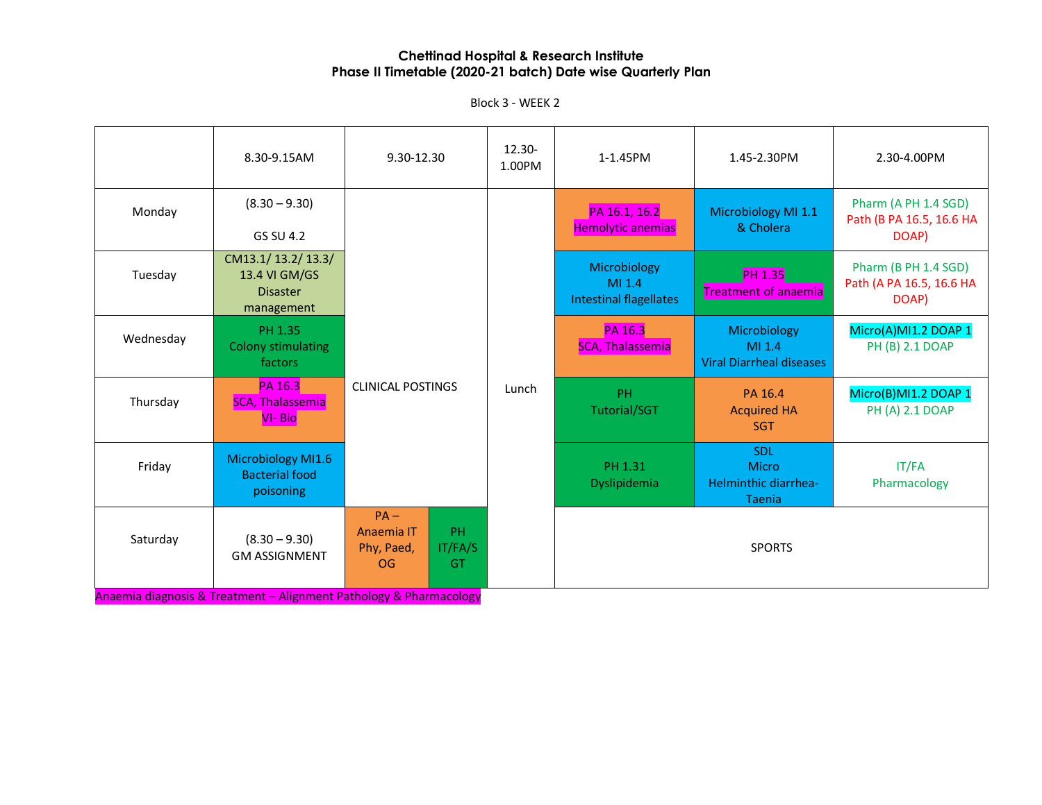**Chettinad Hospital & Research Institute**
**Phase II Timetable (2020-21 batch) Date wise Quarterly Plan**

Block 3 - WEEK 2

| | 8.30-9.15AM | 9.30-12.30 | | 12.30-1.00PM | 1-1.45PM | 1.45-2.30PM | 2.30-4.00PM |
|---|---|---|---|---|---|---|---|
| Monday | (8.30 – 9.30) GS SU 4.2 | CLINICAL POSTINGS | | Lunch | PA 16.1, 16.2 Hemolytic anemias | Microbiology MI 1.1 & Cholera | Pharm (A PH 1.4 SGD) Path (B PA 16.5, 16.6 HA DOAP) |
| Tuesday | CM13.1/ 13.2/ 13.3/ 13.4 VI GM/GS Disaster management | CLINICAL POSTINGS | | Lunch | Microbiology MI 1.4 Intestinal flagellates | PH 1.35 Treatment of anaemia | Pharm (B PH 1.4 SGD) Path (A PA 16.5, 16.6 HA DOAP) |
| Wednesday | PH 1.35 Colony stimulating factors | CLINICAL POSTINGS | | Lunch | PA 16.3 SCA, Thalassemia | Microbiology MI 1.4 Viral Diarrheal diseases | Micro(A)MI1.2 DOAP 1 PH (B) 2.1 DOAP |
| Thursday | PA 16.3 SCA, Thalassemia VI- Bio | CLINICAL POSTINGS | | Lunch | PH Tutorial/SGT | PA 16.4 Acquired HA SGT | Micro(B)MI1.2 DOAP 1 PH (A) 2.1 DOAP |
| Friday | Microbiology MI1.6 Bacterial food poisoning | CLINICAL POSTINGS | | Lunch | PH 1.31 Dyslipidemia | SDL Micro Helminthic diarrhea-Taenia | IT/FA Pharmacology |
| Saturday | (8.30 – 9.30) GM ASSIGNMENT | PA – Anaemia IT Phy, Paed, OG | PH IT/FA/SGT | Lunch | SPORTS | | |

Anaemia diagnosis & Treatment – Alignment Pathology & Pharmacology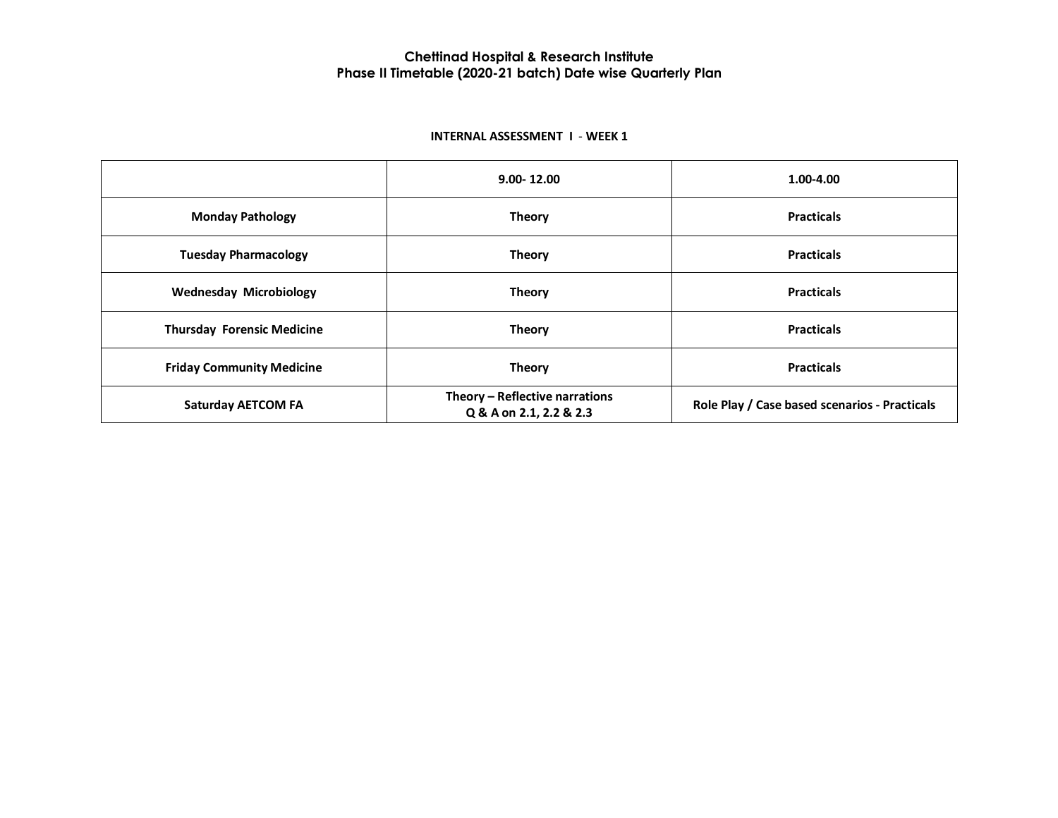**Chettinad Hospital & Research Institute**
**Phase II Timetable (2020-21 batch) Date wise Quarterly Plan**

**INTERNAL ASSESSMENT I - WEEK 1**

| | 9.00- 12.00 | 1.00-4.00 |
|---|---|---|
| **Monday Pathology** | **Theory** | **Practicals** |
| **Tuesday Pharmacology** | **Theory** | **Practicals** |
| **Wednesday Microbiology** | **Theory** | **Practicals** |
| **Thursday Forensic Medicine** | **Theory** | **Practicals** |
| **Friday Community Medicine** | **Theory** | **Practicals** |
| **Saturday AETCOM FA** | **Theory – Reflective narrations Q & A on 2.1, 2.2 & 2.3** | **Role Play / Case based scenarios - Practicals** |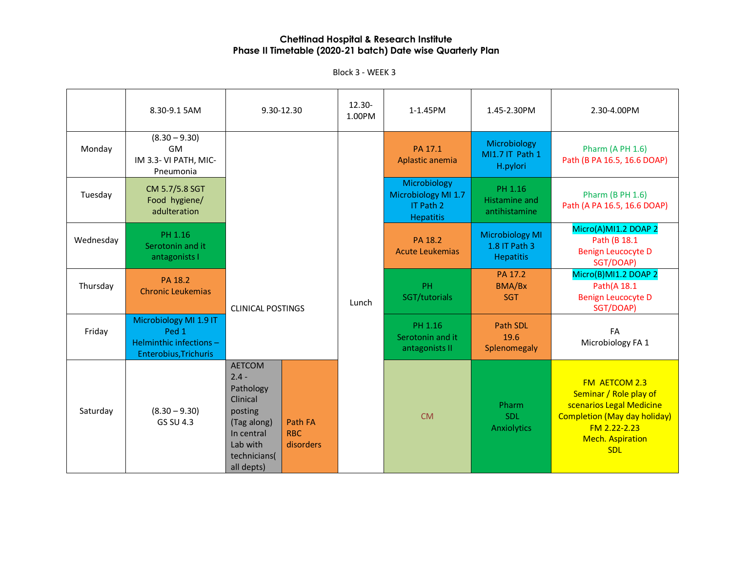**Chettinad Hospital & Research Institute**
**Phase II Timetable (2020-21 batch) Date wise Quarterly Plan**

Block 3 - WEEK 3

| | 8.30-9.1 5AM | 9.30-12.30 | | 12.30-1.00PM | 1-1.45PM | 1.45-2.30PM | 2.30-4.00PM |
|---|---|---|---|---|---|---|---|
| Monday | (8.30 – 9.30) GM IM 3.3- VI PATH, MIC- Pneumonia | CLINICAL POSTINGS | | Lunch | PA 17.1 Aplastic anemia | Microbiology MI1.7 IT Path 1 H.pylori | Pharm (A PH 1.6) Path (B PA 16.5, 16.6 DOAP) |
| Tuesday | CM 5.7/5.8 SGT Food hygiene/ adulteration | | | | Microbiology Microbiology MI 1.7 IT Path 2 Hepatitis | PH 1.16 Histamine and antihistamine | Pharm (B PH 1.6) Path (A PA 16.5, 16.6 DOAP) |
| Wednesday | PH 1.16 Serotonin and it antagonists I | | | | PA 18.2 Acute Leukemias | Microbiology MI 1.8 IT Path 3 Hepatitis | Micro(A)MI1.2 DOAP 2 Path (B 18.1 Benign Leucocyte D SGT/DOAP) |
| Thursday | PA 18.2 Chronic Leukemias | | | | PH SGT/tutorials | PA 17.2 BMA/Bx SGT | Micro(B)MI1.2 DOAP 2 Path(A 18.1 Benign Leucocyte D SGT/DOAP) |
| Friday | Microbiology MI 1.9 IT Ped 1 Helminthic infections – Enterobius,Trichuris | | | | PH 1.16 Serotonin and it antagonists II | Path SDL 19.6 Splenomegaly | FA Microbiology FA 1 |
| Saturday | (8.30 – 9.30) GS SU 4.3 | AETCOM 2.4 - Pathology Clinical posting (Tag along) In central Lab with technicians( all depts) | Path FA RBC disorders | | CM | Pharm SDL Anxiolytics | FM AETCOM 2.3 Seminar / Role play of scenarios Legal Medicine Completion (May day holiday) FM 2.22-2.23 Mech. Aspiration SDL |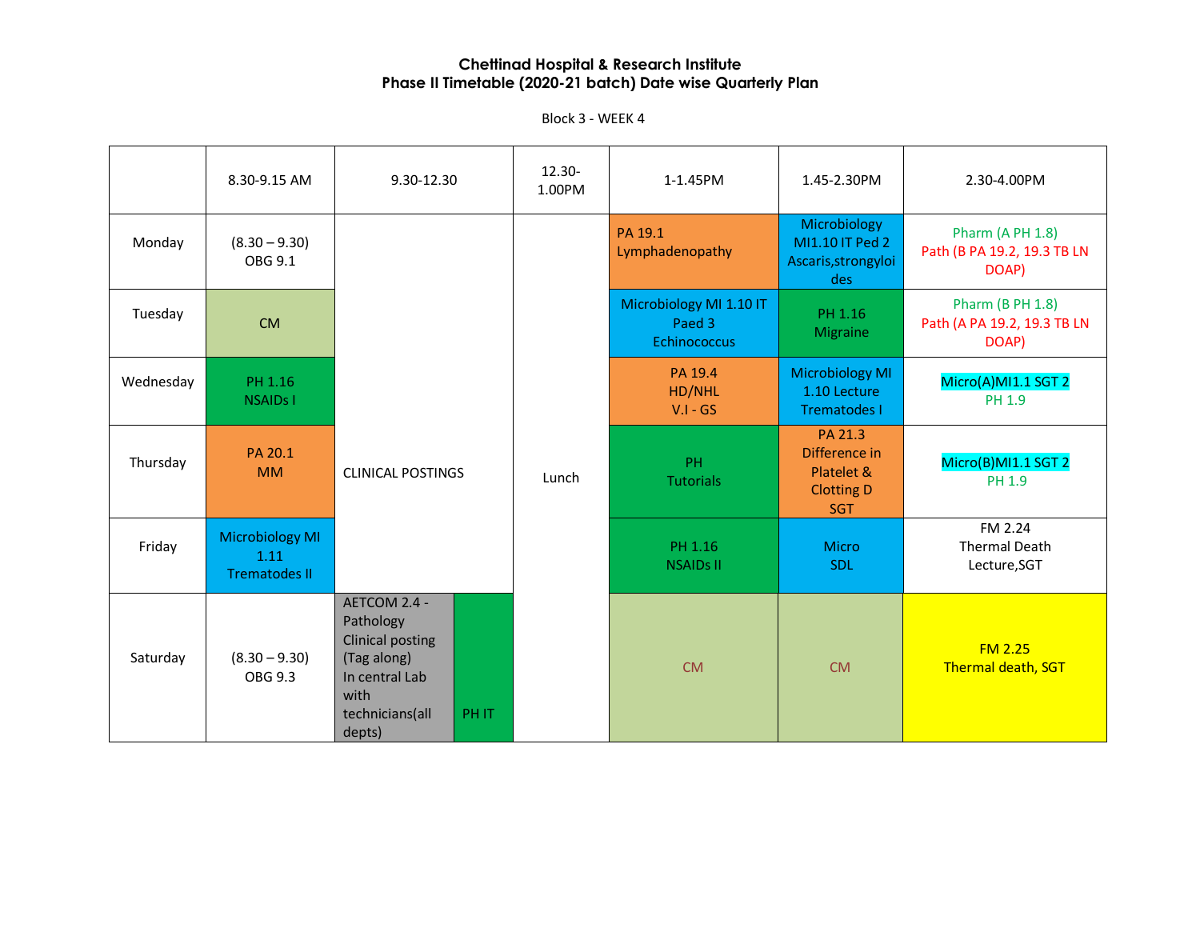**Chettinad Hospital & Research Institute**
**Phase II Timetable (2020-21 batch) Date wise Quarterly Plan**

Block 3 - WEEK 4

| | 8.30-9.15 AM | 9.30-12.30 | | 12.30-1.00PM | 1-1.45PM | 1.45-2.30PM | 2.30-4.00PM |
|---|---|---|---|---|---|---|---|
| Monday | (8.30 – 9.30) OBG 9.1 | CLINICAL POSTINGS | | Lunch | PA 19.1 Lymphadenopathy | Microbiology MI1.10 IT Ped 2 Ascaris,strongyloides | Pharm (A PH 1.8) Path (B PA 19.2, 19.3 TB LN DOAP) |
| Tuesday | CM | CLINICAL POSTINGS | | Lunch | Microbiology MI 1.10 IT Paed 3 Echinococcus | PH 1.16 Migraine | Pharm (B PH 1.8) Path (A PA 19.2, 19.3 TB LN DOAP) |
| Wednesday | PH 1.16 NSAIDs I | CLINICAL POSTINGS | | Lunch | PA 19.4 HD/NHL V.I - GS | Microbiology MI 1.10 Lecture Trematodes I | Micro(A)MI1.1 SGT 2 PH 1.9 |
| Thursday | PA 20.1 MM | CLINICAL POSTINGS | | Lunch | PH Tutorials | PA 21.3 Difference in Platelet & Clotting D SGT | Micro(B)MI1.1 SGT 2 PH 1.9 |
| Friday | Microbiology MI 1.11 Trematodes II | CLINICAL POSTINGS | | Lunch | PH 1.16 NSAIDs II | Micro SDL | FM 2.24 Thermal Death Lecture,SGT |
| Saturday | (8.30 – 9.30) OBG 9.3 | AETCOM 2.4 - Pathology Clinical posting (Tag along) In central Lab with technicians(all depts) | PH IT | Lunch | CM | CM | FM 2.25 Thermal death, SGT |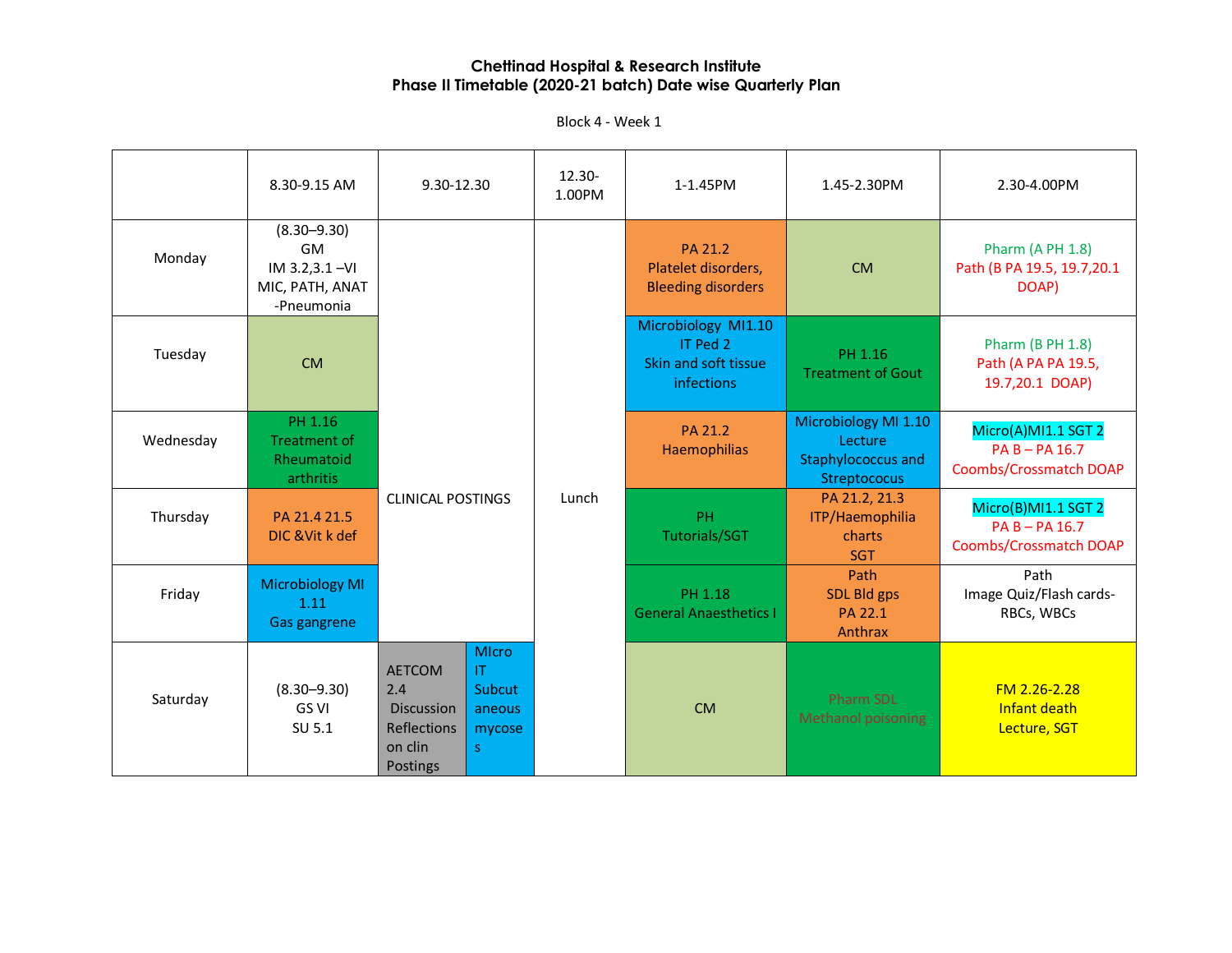**Chettinad Hospital & Research Institute**
**Phase II Timetable (2020-21 batch) Date wise Quarterly Plan**

Block 4 - Week 1

| | 8.30-9.15 AM | 9.30-12.30 | | 12.30-1.00PM | 1-1.45PM | 1.45-2.30PM | 2.30-4.00PM |
|---|---|---|---|---|---|---|---|
| Monday | (8.30–9.30) GM IM 3.2,3.1 –VI MIC, PATH, ANAT -Pneumonia | CLINICAL POSTINGS | | Lunch | PA 21.2 Platelet disorders, Bleeding disorders | CM | Pharm (A PH 1.8) Path (B PA 19.5, 19.7,20.1 DOAP) |
| Tuesday | CM | | | | Microbiology MI1.10 IT Ped 2 Skin and soft tissue infections | PH 1.16 Treatment of Gout | Pharm (B PH 1.8) Path (A PA PA 19.5, 19.7,20.1 DOAP) |
| Wednesday | PH 1.16 Treatment of Rheumatoid arthritis | | | | PA 21.2 Haemophilias | Microbiology MI 1.10 Lecture Staphylococcus and Streptococus | Micro(A)MI1.1 SGT 2 PA B – PA 16.7 Coombs/Crossmatch DOAP |
| Thursday | PA 21.4 21.5 DIC &Vit k def | | | | PH Tutorials/SGT | PA 21.2, 21.3 ITP/Haemophilia charts SGT | Micro(B)MI1.1 SGT 2 PA B – PA 16.7 Coombs/Crossmatch DOAP |
| Friday | Microbiology MI 1.11 Gas gangrene | | | | PH 1.18 General Anaesthetics I | Path SDL Bld gps PA 22.1 Anthrax | Path Image Quiz/Flash cards- RBCs, WBCs |
| Saturday | (8.30–9.30) GS VI SU 5.1 | AETCOM 2.4 Discussion Reflections on clin Postings | MIcro IT Subcut aneous mycoses | | CM | Pharm SDL Methanol poisoning | FM 2.26-2.28 Infant death Lecture, SGT |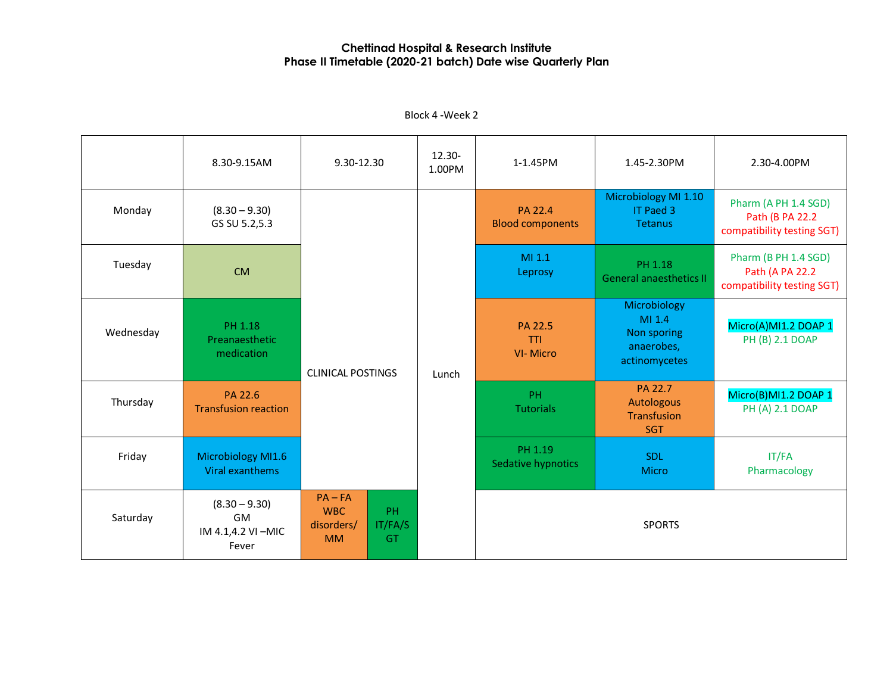**Chettinad Hospital & Research Institute**
**Phase II Timetable (2020-21 batch) Date wise Quarterly Plan**

Block 4 -Week 2

| | 8.30-9.15AM | 9.30-12.30 | 12.30-1.00PM | 1-1.45PM | 1.45-2.30PM | 2.30-4.00PM |
|---|---|---|---|---|---|---|
| Monday | (8.30 – 9.30) GS SU 5.2,5.3 | CLINICAL POSTINGS | Lunch | PA 22.4 Blood components | Microbiology MI 1.10 IT Paed 3 Tetanus | Pharm (A PH 1.4 SGD) Path (B PA 22.2 compatibility testing SGT) |
| Tuesday | CM | CLINICAL POSTINGS | Lunch | MI 1.1 Leprosy | PH 1.18 General anaesthetics II | Pharm (B PH 1.4 SGD) Path (A PA 22.2 compatibility testing SGT) |
| Wednesday | PH 1.18 Preanaesthetic medication | CLINICAL POSTINGS | Lunch | PA 22.5 TTI VI- Micro | Microbiology MI 1.4 Non sporing anaerobes, actinomycetes | Micro(A)MI1.2 DOAP 1 PH (B) 2.1 DOAP |
| Thursday | PA 22.6 Transfusion reaction | CLINICAL POSTINGS | Lunch | PH Tutorials | PA 22.7 Autologous Transfusion SGT | Micro(B)MI1.2 DOAP 1 PH (A) 2.1 DOAP |
| Friday | Microbiology MI1.6 Viral exanthems | CLINICAL POSTINGS | Lunch | PH 1.19 Sedative hypnotics | SDL Micro | IT/FA Pharmacology |
| Saturday | (8.30 – 9.30) GM IM 4.1,4.2 VI –MIC Fever | PA – FA WBC disorders/ MM ; PH IT/FA/SGT | Lunch | SPORTS | | |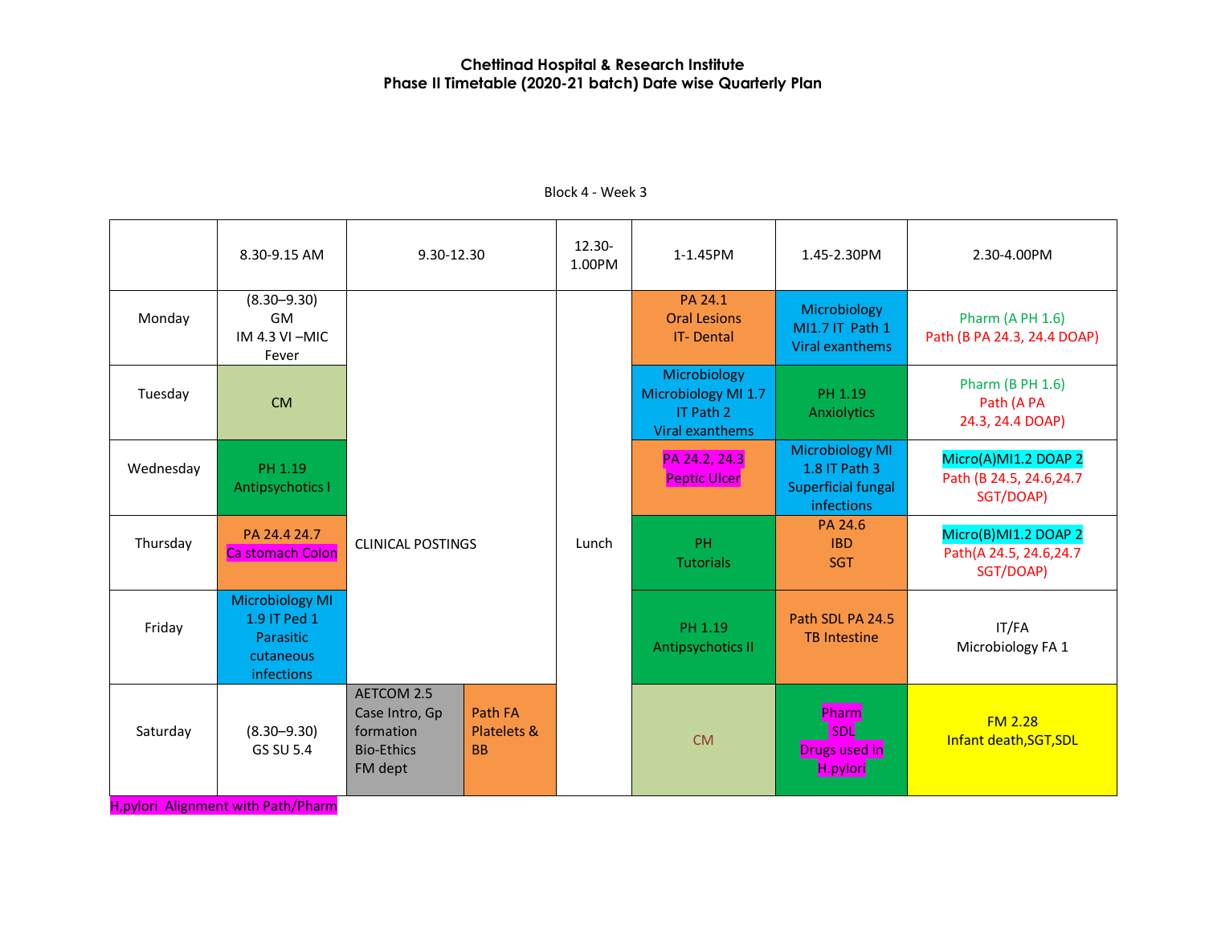**Chettinad Hospital & Research Institute**
**Phase II Timetable (2020-21 batch) Date wise Quarterly Plan**

Block 4 - Week 3

| | 8.30-9.15 AM | 9.30-12.30 | | 12.30-1.00PM | 1-1.45PM | 1.45-2.30PM | 2.30-4.00PM |
|---|---|---|---|---|---|---|---|
| Monday | (8.30–9.30) GM IM 4.3 VI –MIC Fever | CLINICAL POSTINGS | | Lunch | PA 24.1 Oral Lesions IT- Dental | Microbiology MI1.7 IT Path 1 Viral exanthems | Pharm (A PH 1.6) Path (B PA 24.3, 24.4 DOAP) |
| Tuesday | CM | | | | Microbiology Microbiology MI 1.7 IT Path 2 Viral exanthems | PH 1.19 Anxiolytics | Pharm (B PH 1.6) Path (A PA 24.3, 24.4 DOAP) |
| Wednesday | PH 1.19 Antipsychotics I | | | | PA 24.2, 24.3 Peptic Ulcer | Microbiology MI 1.8 IT Path 3 Superficial fungal infections | Micro(A)MI1.2 DOAP 2 Path (B 24.5, 24.6,24.7 SGT/DOAP) |
| Thursday | PA 24.4 24.7 Ca stomach Colon | | | | PH Tutorials | PA 24.6 IBD SGT | Micro(B)MI1.2 DOAP 2 Path(A 24.5, 24.6,24.7 SGT/DOAP) |
| Friday | Microbiology MI 1.9 IT Ped 1 Parasitic cutaneous infections | | | | PH 1.19 Antipsychotics II | Path SDL PA 24.5 TB Intestine | IT/FA Microbiology FA 1 |
| Saturday | (8.30–9.30) GS SU 5.4 | AETCOM 2.5 Case Intro, Gp formation Bio-Ethics FM dept | Path FA Platelets & BB | | CM | Pharm SDL Drugs used in H.pylori | FM 2.28 Infant death,SGT,SDL |

H,pylori Alignment with Path/Pharm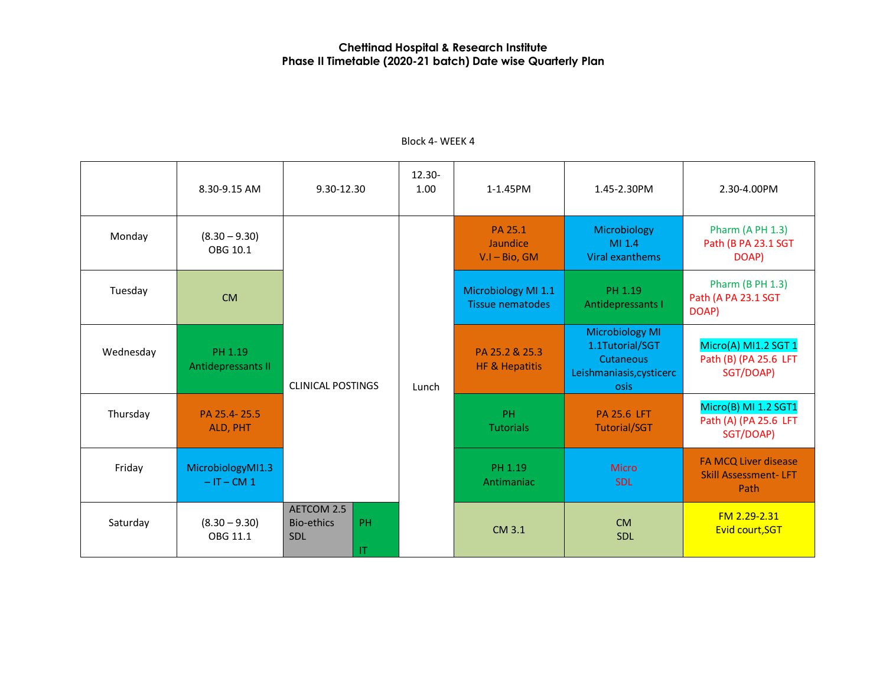**Chettinad Hospital & Research Institute**
**Phase II Timetable (2020-21 batch) Date wise Quarterly Plan**

Block 4- WEEK 4

| | 8.30-9.15 AM | 9.30-12.30 | 12.30-1.00 | 1-1.45PM | 1.45-2.30PM | 2.30-4.00PM |
|---|---|---|---|---|---|---|
| Monday | (8.30 – 9.30) OBG 10.1 | CLINICAL POSTINGS | Lunch | PA 25.1 Jaundice V.I – Bio, GM | Microbiology MI 1.4 Viral exanthems | Pharm (A PH 1.3) Path (B PA 23.1 SGT DOAP) |
| Tuesday | CM | CLINICAL POSTINGS | Lunch | Microbiology MI 1.1 Tissue nematodes | PH 1.19 Antidepressants I | Pharm (B PH 1.3) Path (A PA 23.1 SGT DOAP) |
| Wednesday | PH 1.19 Antidepressants II | CLINICAL POSTINGS | Lunch | PA 25.2 & 25.3 HF & Hepatitis | Microbiology MI 1.1Tutorial/SGT Cutaneous Leishmaniasis,cysticercosis | Micro(A) MI1.2 SGT 1 Path (B) (PA 25.6 LFT SGT/DOAP) |
| Thursday | PA 25.4- 25.5 ALD, PHT | CLINICAL POSTINGS | Lunch | PH Tutorials | PA 25.6 LFT Tutorial/SGT | Micro(B) MI 1.2 SGT1 Path (A) (PA 25.6 LFT SGT/DOAP) |
| Friday | MicrobiologyMI1.3 – IT – CM 1 | CLINICAL POSTINGS | Lunch | PH 1.19 Antimaniac | Micro SDL | FA MCQ Liver disease Skill Assessment- LFT Path |
| Saturday | (8.30 – 9.30) OBG 11.1 | AETCOM 2.5 Bio-ethics SDL / PH IT | Lunch | CM 3.1 | CM SDL | FM 2.29-2.31 Evid court,SGT |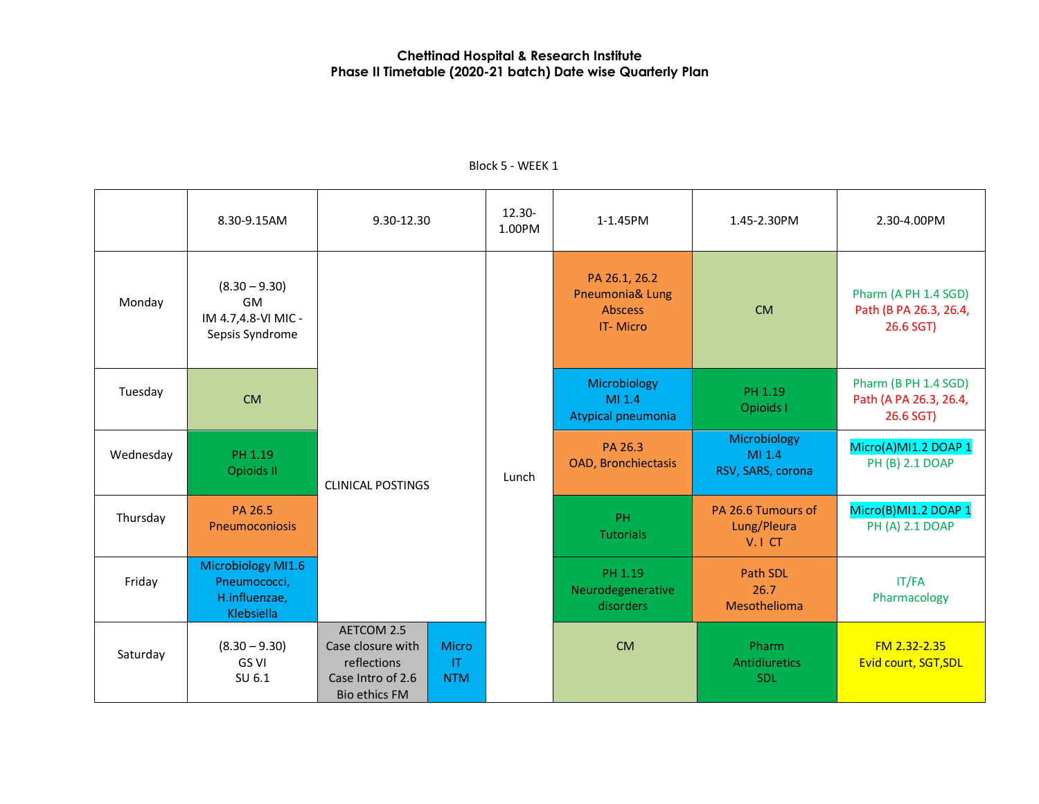**Chettinad Hospital & Research Institute**
**Phase II Timetable (2020-21 batch) Date wise Quarterly Plan**

Block 5 - WEEK 1

| | 8.30-9.15AM | 9.30-12.30 | 12.30-1.00PM | 1-1.45PM | 1.45-2.30PM | 2.30-4.00PM |
|---|---|---|---|---|---|---|
| Monday | (8.30 – 9.30) GM IM 4.7,4.8-VI MIC - Sepsis Syndrome | CLINICAL POSTINGS | Lunch | PA 26.1, 26.2 Pneumonia& Lung Abscess IT- Micro | CM | Pharm (A PH 1.4 SGD) Path (B PA 26.3, 26.4, 26.6 SGT) |
| Tuesday | CM | CLINICAL POSTINGS | Lunch | Microbiology MI 1.4 Atypical pneumonia | PH 1.19 Opioids I | Pharm (B PH 1.4 SGD) Path (A PA 26.3, 26.4, 26.6 SGT) |
| Wednesday | PH 1.19 Opioids II | CLINICAL POSTINGS | Lunch | PA 26.3 OAD, Bronchiectasis | Microbiology MI 1.4 RSV, SARS, corona | Micro(A)MI1.2 DOAP 1 PH (B) 2.1 DOAP |
| Thursday | PA 26.5 Pneumoconiosis | CLINICAL POSTINGS | Lunch | PH Tutorials | PA 26.6 Tumours of Lung/Pleura V. I CT | Micro(B)MI1.2 DOAP 1 PH (A) 2.1 DOAP |
| Friday | Microbiology MI1.6 Pneumococci, H.influenzae, Klebsiella | CLINICAL POSTINGS | Lunch | PH 1.19 Neurodegenerative disorders | Path SDL 26.7 Mesothelioma | IT/FA Pharmacology |
| Saturday | (8.30 – 9.30) GS VI SU 6.1 | AETCOM 2.5 Case closure with reflections Case Intro of 2.6 Bio ethics FM / Micro IT NTM | Lunch | CM | Pharm Antidiuretics SDL | FM 2.32-2.35 Evid court, SGT,SDL |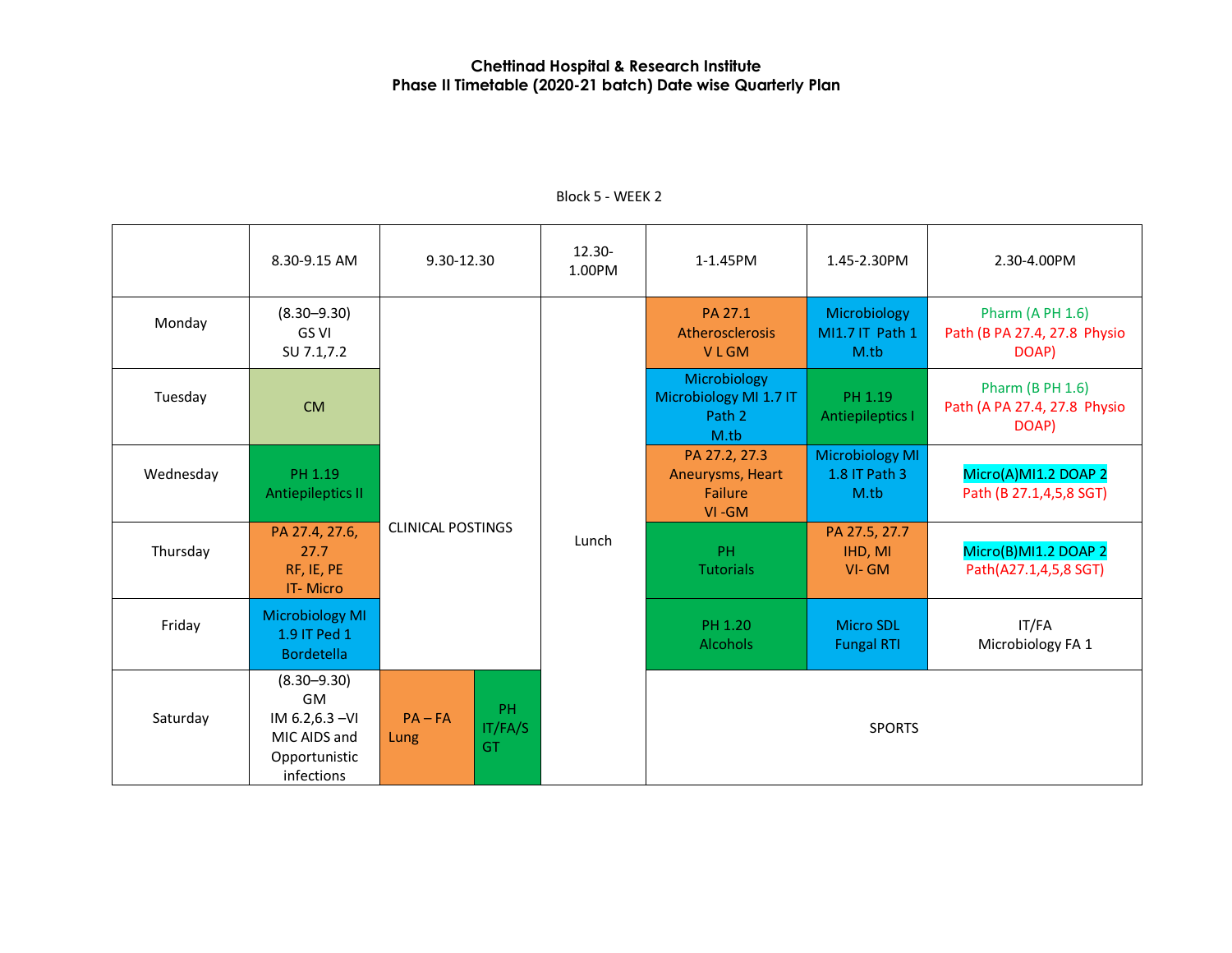**Chettinad Hospital & Research Institute**
**Phase II Timetable (2020-21 batch) Date wise Quarterly Plan**

Block 5 - WEEK 2

| | 8.30-9.15 AM | 9.30-12.30 | | 12.30-1.00PM | 1-1.45PM | 1.45-2.30PM | 2.30-4.00PM |
|---|---|---|---|---|---|---|---|
| Monday | (8.30–9.30) GS VI SU 7.1,7.2 | CLINICAL POSTINGS | | Lunch | PA 27.1 Atherosclerosis V L GM | Microbiology MI1.7 IT Path 1 M.tb | Pharm (A PH 1.6) Path (B PA 27.4, 27.8 Physio DOAP) |
| Tuesday | CM | CLINICAL POSTINGS | | Lunch | Microbiology Microbiology MI 1.7 IT Path 2 M.tb | PH 1.19 Antiepileptics I | Pharm (B PH 1.6) Path (A PA 27.4, 27.8 Physio DOAP) |
| Wednesday | PH 1.19 Antiepileptics II | CLINICAL POSTINGS | | Lunch | PA 27.2, 27.3 Aneurysms, Heart Failure VI -GM | Microbiology MI 1.8 IT Path 3 M.tb | Micro(A)MI1.2 DOAP 2 Path (B 27.1,4,5,8 SGT) |
| Thursday | PA 27.4, 27.6, 27.7 RF, IE, PE IT- Micro | CLINICAL POSTINGS | | Lunch | PH Tutorials | PA 27.5, 27.7 IHD, MI VI- GM | Micro(B)MI1.2 DOAP 2 Path(A27.1,4,5,8 SGT) |
| Friday | Microbiology MI 1.9 IT Ped 1 Bordetella | CLINICAL POSTINGS | | Lunch | PH 1.20 Alcohols | Micro SDL Fungal RTI | IT/FA Microbiology FA 1 |
| Saturday | (8.30–9.30) GM IM 6.2,6.3 –VI MIC AIDS and Opportunistic infections | PA – FA Lung | PH IT/FA/SGT | Lunch | SPORTS | | |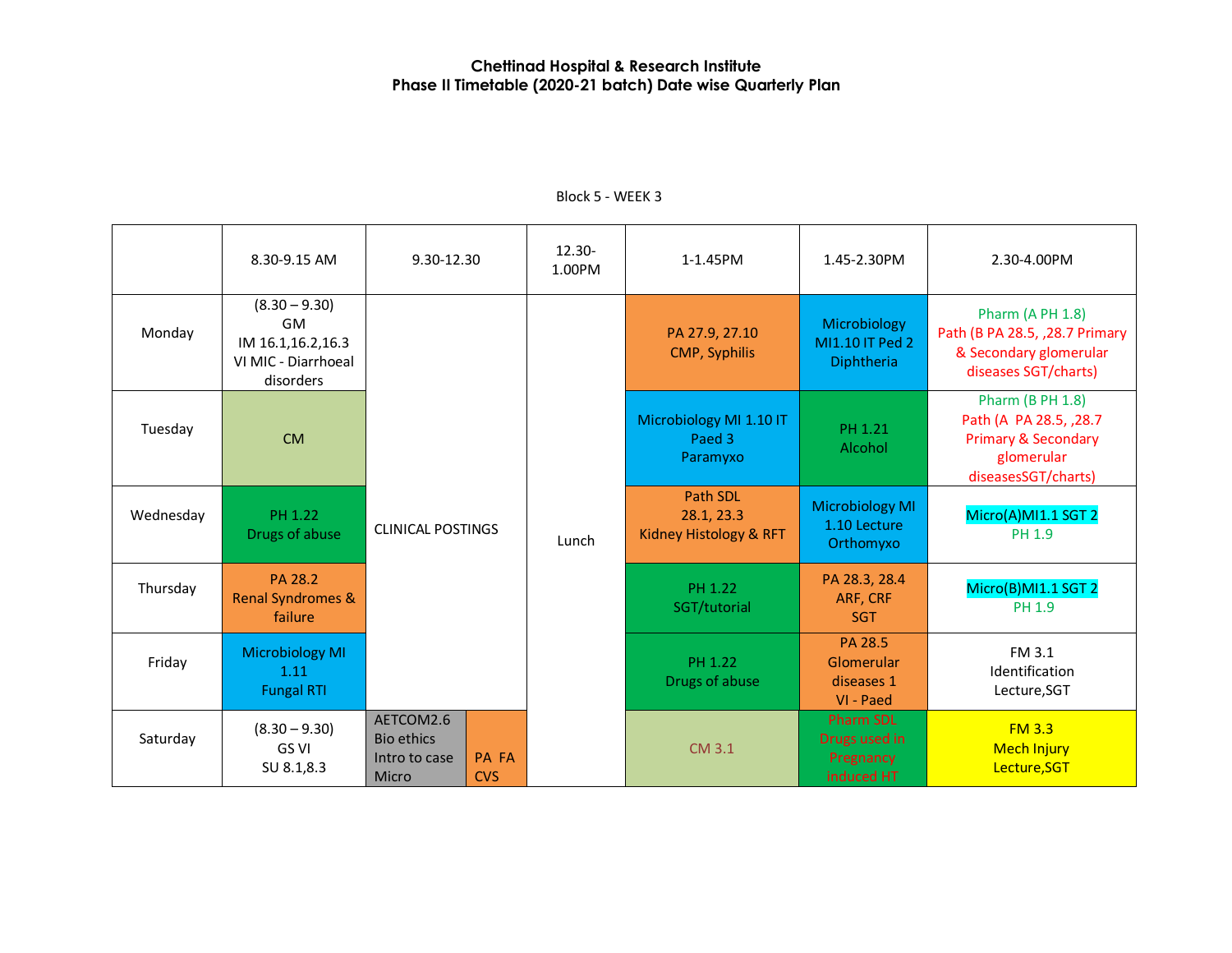**Chettinad Hospital & Research Institute**
**Phase II Timetable (2020-21 batch) Date wise Quarterly Plan**

Block 5 - WEEK 3

| | 8.30-9.15 AM | 9.30-12.30 | | 12.30-1.00PM | 1-1.45PM | 1.45-2.30PM | 2.30-4.00PM |
|---|---|---|---|---|---|---|---|
| Monday | (8.30 – 9.30) GM IM 16.1,16.2,16.3 VI MIC - Diarrhoeal disorders | CLINICAL POSTINGS | | Lunch | PA 27.9, 27.10 CMP, Syphilis | Microbiology MI1.10 IT Ped 2 Diphtheria | Pharm (A PH 1.8) Path (B PA 28.5, ,28.7 Primary & Secondary glomerular diseases SGT/charts) |
| Tuesday | CM | CLINICAL POSTINGS | | Lunch | Microbiology MI 1.10 IT Paed 3 Paramyxo | PH 1.21 Alcohol | Pharm (B PH 1.8) Path (A PA 28.5, ,28.7 Primary & Secondary glomerular diseasesSGT/charts) |
| Wednesday | PH 1.22 Drugs of abuse | CLINICAL POSTINGS | | Lunch | Path SDL 28.1, 23.3 Kidney Histology & RFT | Microbiology MI 1.10 Lecture Orthomyxo | Micro(A)MI1.1 SGT 2 PH 1.9 |
| Thursday | PA 28.2 Renal Syndromes & failure | CLINICAL POSTINGS | | Lunch | PH 1.22 SGT/tutorial | PA 28.3, 28.4 ARF, CRF SGT | Micro(B)MI1.1 SGT 2 PH 1.9 |
| Friday | Microbiology MI 1.11 Fungal RTI | CLINICAL POSTINGS | | Lunch | PH 1.22 Drugs of abuse | PA 28.5 Glomerular diseases 1 VI - Paed | FM 3.1 Identification Lecture,SGT |
| Saturday | (8.30 – 9.30) GS VI SU 8.1,8.3 | AETCOM2.6 Bio ethics Intro to case Micro | PA FA CVS | Lunch | CM 3.1 | Pharm SDL Drugs used in Pregnancy induced HT | FM 3.3 Mech Injury Lecture,SGT |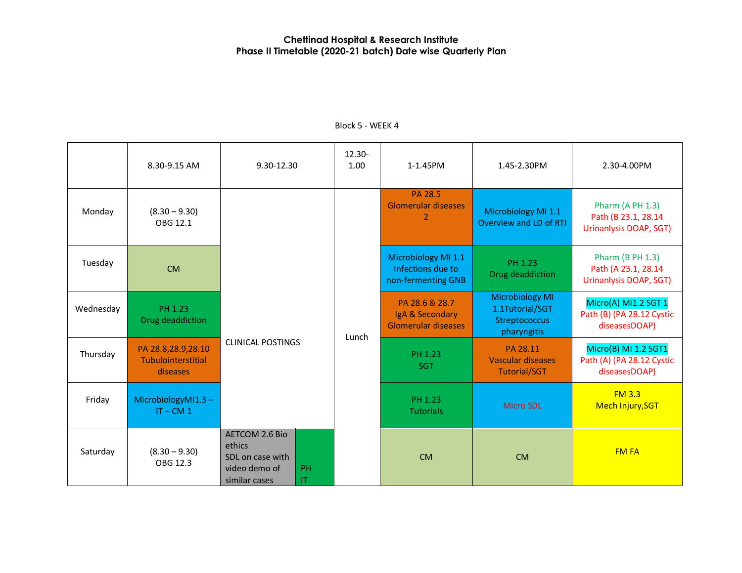**Chettinad Hospital & Research Institute**
**Phase II Timetable (2020-21 batch) Date wise Quarterly Plan**

Block 5 - WEEK 4

| | 8.30-9.15 AM | 9.30-12.30 | | 12.30-1.00 | 1-1.45PM | 1.45-2.30PM | 2.30-4.00PM |
|---|---|---|---|---|---|---|---|
| Monday | (8.30 – 9.30) OBG 12.1 | CLINICAL POSTINGS | | Lunch | PA 28.5 Glomerular diseases 2 | Microbiology MI 1.1 Overview and LD of RTI | Pharm (A PH 1.3) Path (B 23.1, 28.14 Urinanlysis DOAP, SGT) |
| Tuesday | CM | CLINICAL POSTINGS | | Lunch | Microbiology MI 1.1 Infections due to non-fermenting GNB | PH 1.23 Drug deaddiction | Pharm (B PH 1.3) Path (A 23.1, 28.14 Urinanlysis DOAP, SGT) |
| Wednesday | PH 1.23 Drug deaddiction | CLINICAL POSTINGS | | Lunch | PA 28.6 & 28.7 IgA & Secondary Glomerular diseases | Microbiology MI 1.1Tutorial/SGT Streptococcus pharyngitis | Micro(A) MI1.2 SGT 1 Path (B) (PA 28.12 Cystic diseasesDOAP) |
| Thursday | PA 28.8,28.9,28.10 Tubulointerstitial diseases | CLINICAL POSTINGS | | Lunch | PH 1.23 SGT | PA 28.11 Vascular diseases Tutorial/SGT | Micro(B) MI 1.2 SGT1 Path (A) (PA 28.12 Cystic diseasesDOAP) |
| Friday | MicrobiologyMI1.3 – IT – CM 1 | CLINICAL POSTINGS | | Lunch | PH 1.23 Tutorials | Micro SDL | FM 3.3 Mech Injury,SGT |
| Saturday | (8.30 – 9.30) OBG 12.3 | AETCOM 2.6 Bio ethics SDL on case with video demo of similar cases | PH IT | Lunch | CM | CM | FM FA |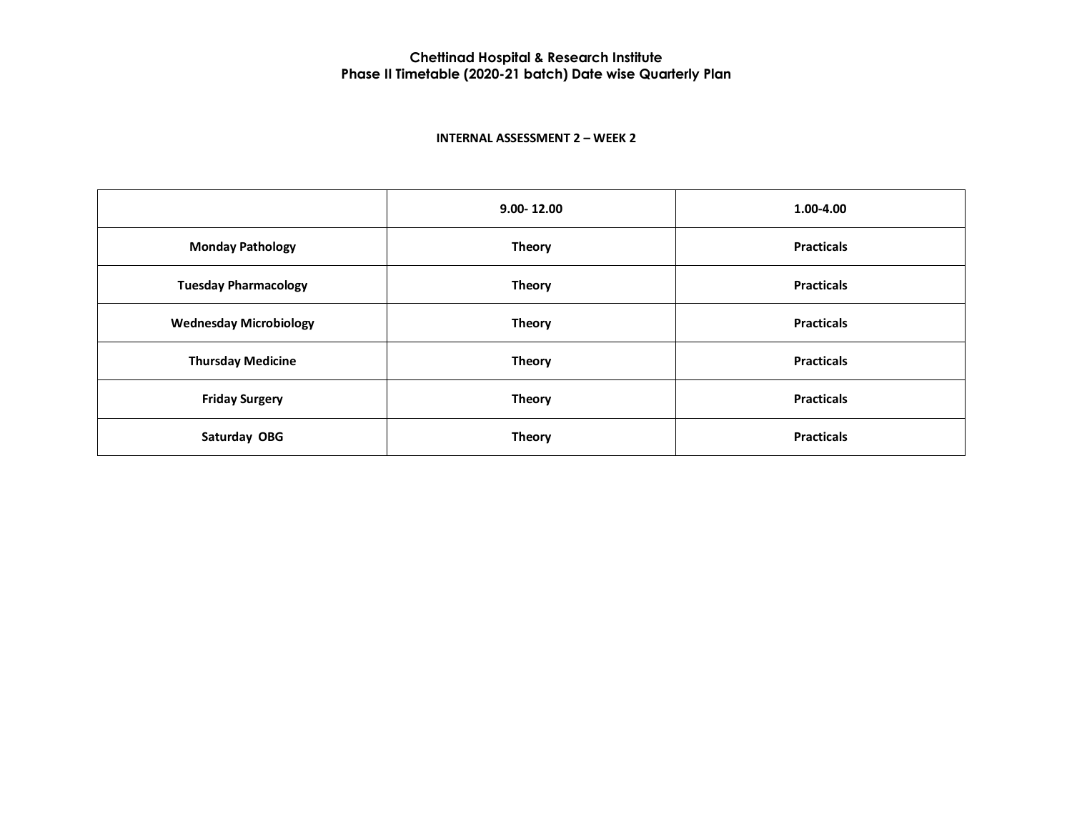# Chettinad Hospital & Research Institute
## Phase II Timetable (2020-21 batch) Date wise Quarterly Plan

### INTERNAL ASSESSMENT 2 – WEEK 2

| | 9.00- 12.00 | 1.00-4.00 |
|---|---|---|
| **Monday Pathology** | **Theory** | **Practicals** |
| **Tuesday Pharmacology** | **Theory** | **Practicals** |
| **Wednesday Microbiology** | **Theory** | **Practicals** |
| **Thursday Medicine** | **Theory** | **Practicals** |
| **Friday Surgery** | **Theory** | **Practicals** |
| **Saturday OBG** | **Theory** | **Practicals** |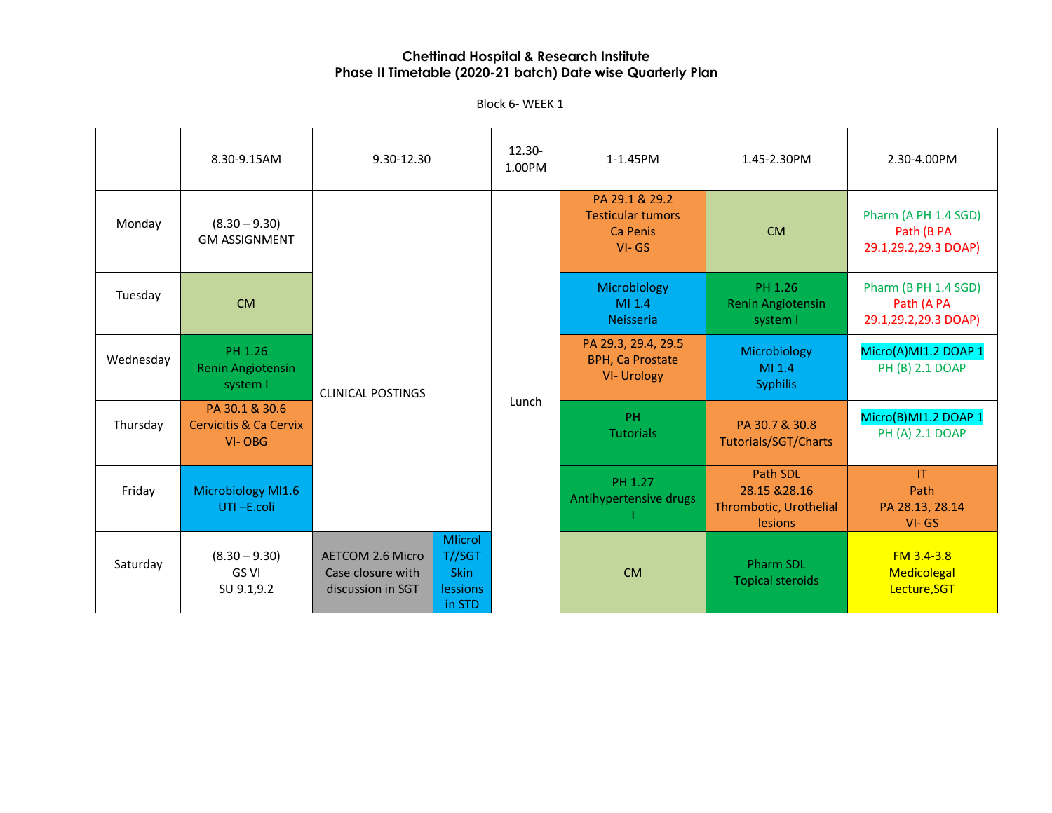**Chettinad Hospital & Research Institute**
**Phase II Timetable (2020-21 batch) Date wise Quarterly Plan**

Block 6- WEEK 1

| | 8.30-9.15AM | 9.30-12.30 | | 12.30-1.00PM | 1-1.45PM | 1.45-2.30PM | 2.30-4.00PM |
|---|---|---|---|---|---|---|---|
| Monday | (8.30 – 9.30) GM ASSIGNMENT | CLINICAL POSTINGS | | Lunch | PA 29.1 & 29.2 Testicular tumors Ca Penis VI- GS | CM | Pharm (A PH 1.4 SGD) Path (B PA 29.1,29.2,29.3 DOAP) |
| Tuesday | CM | CLINICAL POSTINGS | | Lunch | Microbiology MI 1.4 Neisseria | PH 1.26 Renin Angiotensin system I | Pharm (B PH 1.4 SGD) Path (A PA 29.1,29.2,29.3 DOAP) |
| Wednesday | PH 1.26 Renin Angiotensin system I | CLINICAL POSTINGS | | Lunch | PA 29.3, 29.4, 29.5 BPH, Ca Prostate VI- Urology | Microbiology MI 1.4 Syphilis | Micro(A)MI1.2 DOAP 1 PH (B) 2.1 DOAP |
| Thursday | PA 30.1 & 30.6 Cervicitis & Ca Cervix VI- OBG | CLINICAL POSTINGS | | Lunch | PH Tutorials | PA 30.7 & 30.8 Tutorials/SGT/Charts | Micro(B)MI1.2 DOAP 1 PH (A) 2.1 DOAP |
| Friday | Microbiology MI1.6 UTI –E.coli | CLINICAL POSTINGS | | Lunch | PH 1.27 Antihypertensive drugs I | Path SDL 28.15 &28.16 Thrombotic, Urothelial lesions | IT Path PA 28.13, 28.14 VI- GS |
| Saturday | (8.30 – 9.30) GS VI SU 9.1,9.2 | AETCOM 2.6 Micro Case closure with discussion in SGT | MIicrol T//SGT Skin lessions in STD | Lunch | CM | Pharm SDL Topical steroids | FM 3.4-3.8 Medicolegal Lecture,SGT |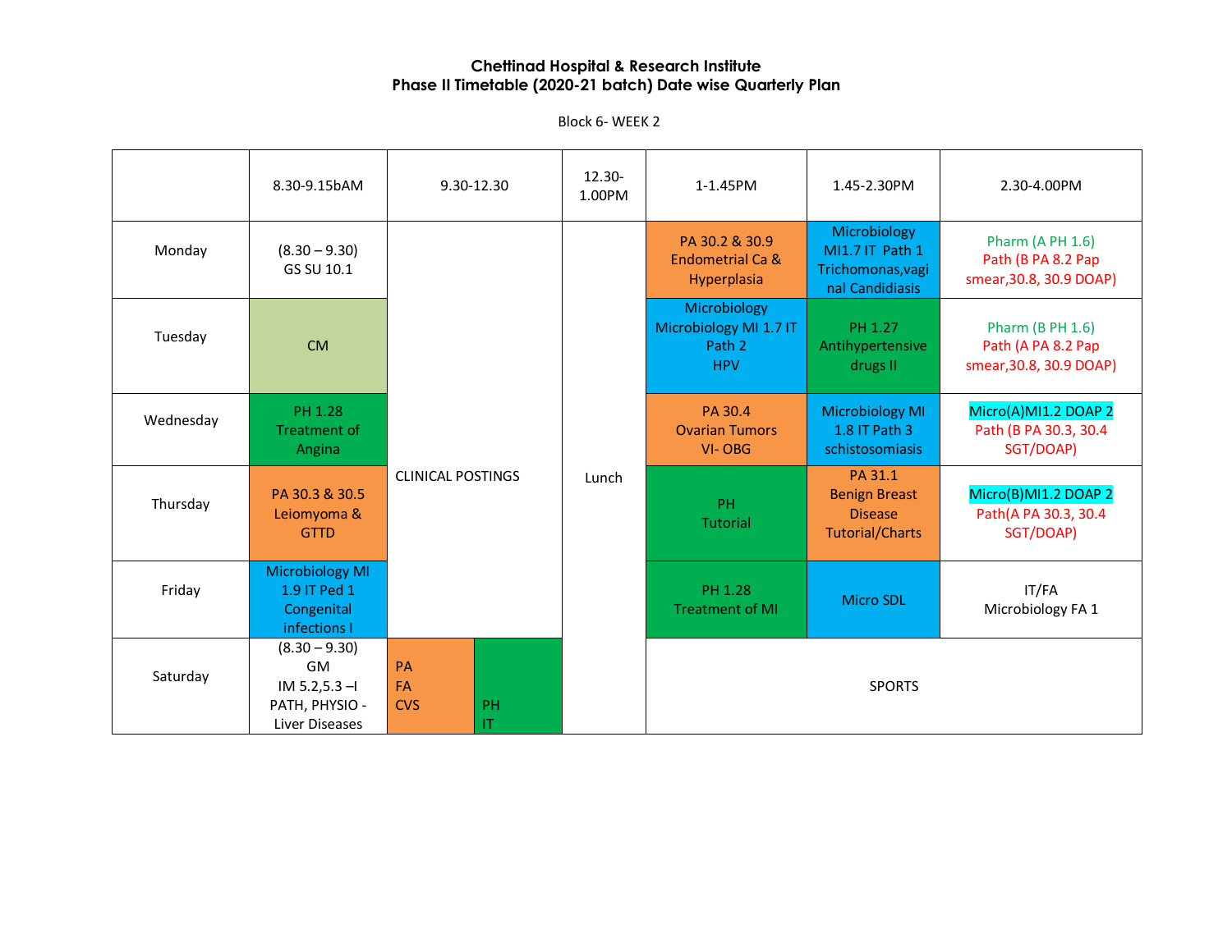**Chettinad Hospital & Research Institute**
**Phase II Timetable (2020-21 batch) Date wise Quarterly Plan**

Block 6- WEEK 2

| | 8.30-9.15bAM | 9.30-12.30 | | 12.30-1.00PM | 1-1.45PM | 1.45-2.30PM | 2.30-4.00PM |
|---|---|---|---|---|---|---|---|
| Monday | (8.30 – 9.30) GS SU 10.1 | CLINICAL POSTINGS | | Lunch | PA 30.2 & 30.9 Endometrial Ca & Hyperplasia | Microbiology MI1.7 IT Path 1 Trichomonas,vaginal Candidiasis | Pharm (A PH 1.6) Path (B PA 8.2 Pap smear,30.8, 30.9 DOAP) |
| Tuesday | CM | CLINICAL POSTINGS | | Lunch | Microbiology Microbiology MI 1.7 IT Path 2 HPV | PH 1.27 Antihypertensive drugs II | Pharm (B PH 1.6) Path (A PA 8.2 Pap smear,30.8, 30.9 DOAP) |
| Wednesday | PH 1.28 Treatment of Angina | CLINICAL POSTINGS | | Lunch | PA 30.4 Ovarian Tumors VI- OBG | Microbiology MI 1.8 IT Path 3 schistosomiasis | Micro(A)MI1.2 DOAP 2 Path (B PA 30.3, 30.4 SGT/DOAP) |
| Thursday | PA 30.3 & 30.5 Leiomyoma & GTTD | CLINICAL POSTINGS | | Lunch | PH Tutorial | PA 31.1 Benign Breast Disease Tutorial/Charts | Micro(B)MI1.2 DOAP 2 Path(A PA 30.3, 30.4 SGT/DOAP) |
| Friday | Microbiology MI 1.9 IT Ped 1 Congenital infections I | CLINICAL POSTINGS | | Lunch | PH 1.28 Treatment of MI | Micro SDL | IT/FA Microbiology FA 1 |
| Saturday | (8.30 – 9.30) GM IM 5.2,5.3 –I PATH, PHYSIO - Liver Diseases | PA FA CVS | PH IT | Lunch | SPORTS | | |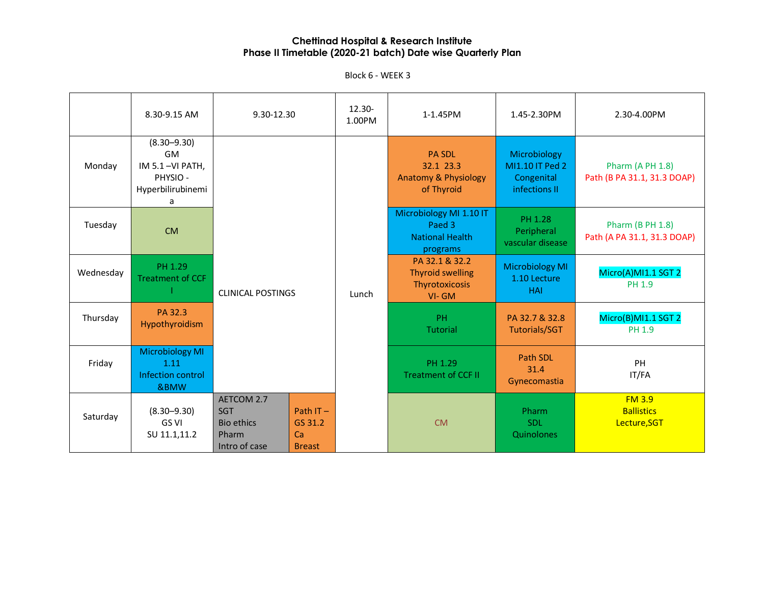**Chettinad Hospital & Research Institute**
**Phase II Timetable (2020-21 batch) Date wise Quarterly Plan**

Block 6 - WEEK 3

| | 8.30-9.15 AM | 9.30-12.30 | | 12.30-1.00PM | 1-1.45PM | 1.45-2.30PM | 2.30-4.00PM |
|---|---|---|---|---|---|---|---|
| Monday | (8.30–9.30) GM IM 5.1 –VI PATH, PHYSIO - Hyperbilirubinemia | CLINICAL POSTINGS | | Lunch | PA SDL 32.1 23.3 Anatomy & Physiology of Thyroid | Microbiology MI1.10 IT Ped 2 Congenital infections II | Pharm (A PH 1.8) Path (B PA 31.1, 31.3 DOAP) |
| Tuesday | CM | CLINICAL POSTINGS | | Lunch | Microbiology MI 1.10 IT Paed 3 National Health programs | PH 1.28 Peripheral vascular disease | Pharm (B PH 1.8) Path (A PA 31.1, 31.3 DOAP) |
| Wednesday | PH 1.29 Treatment of CCF I | CLINICAL POSTINGS | | Lunch | PA 32.1 & 32.2 Thyroid swelling Thyrotoxicosis VI- GM | Microbiology MI 1.10 Lecture HAI | Micro(A)MI1.1 SGT 2 PH 1.9 |
| Thursday | PA 32.3 Hypothyroidism | CLINICAL POSTINGS | | Lunch | PH Tutorial | PA 32.7 & 32.8 Tutorials/SGT | Micro(B)MI1.1 SGT 2 PH 1.9 |
| Friday | Microbiology MI 1.11 Infection control &BMW | CLINICAL POSTINGS | | Lunch | PH 1.29 Treatment of CCF II | Path SDL 31.4 Gynecomastia | PH IT/FA |
| Saturday | (8.30–9.30) GS VI SU 11.1,11.2 | AETCOM 2.7 SGT Bio ethics Pharm Intro of case | Path IT – GS 31.2 Ca Breast | Lunch | CM | Pharm SDL Quinolones | FM 3.9 Ballistics Lecture,SGT |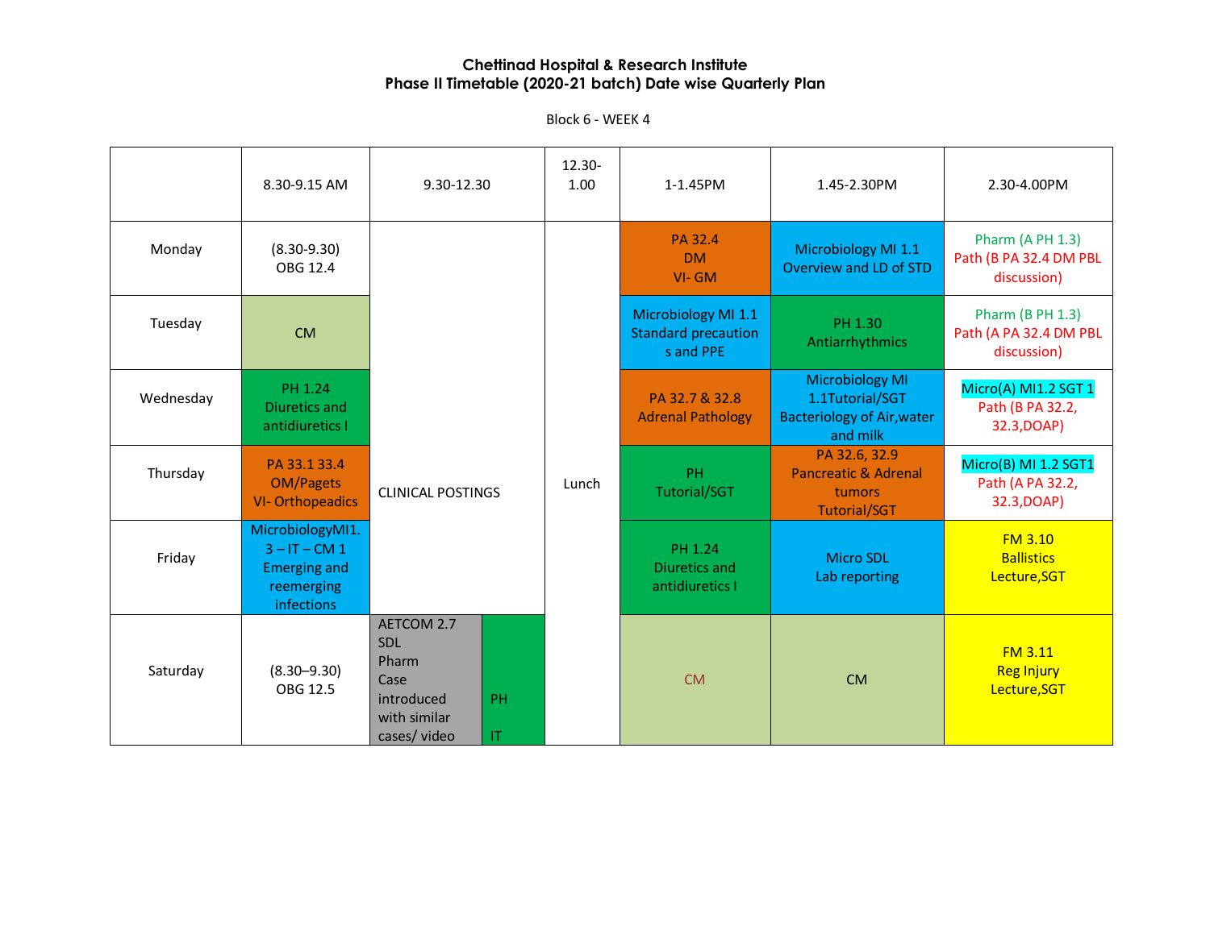**Chettinad Hospital & Research Institute**
**Phase II Timetable (2020-21 batch) Date wise Quarterly Plan**

Block 6 - WEEK 4

| | 8.30-9.15 AM | 9.30-12.30 | | 12.30-1.00 | 1-1.45PM | 1.45-2.30PM | 2.30-4.00PM |
|---|---|---|---|---|---|---|---|
| Monday | (8.30-9.30) OBG 12.4 | CLINICAL POSTINGS | | Lunch | PA 32.4 DM VI- GM | Microbiology MI 1.1 Overview and LD of STD | Pharm (A PH 1.3) Path (B PA 32.4 DM PBL discussion) |
| Tuesday | CM | CLINICAL POSTINGS | | Lunch | Microbiology MI 1.1 Standard precautions and PPE | PH 1.30 Antiarrhythmics | Pharm (B PH 1.3) Path (A PA 32.4 DM PBL discussion) |
| Wednesday | PH 1.24 Diuretics and antidiuretics I | CLINICAL POSTINGS | | Lunch | PA 32.7 & 32.8 Adrenal Pathology | Microbiology MI 1.1Tutorial/SGT Bacteriology of Air,water and milk | Micro(A) MI1.2 SGT 1 Path (B PA 32.2, 32.3,DOAP) |
| Thursday | PA 33.1 33.4 OM/Pagets VI- Orthopeadics | CLINICAL POSTINGS | | Lunch | PH Tutorial/SGT | PA 32.6, 32.9 Pancreatic & Adrenal tumors Tutorial/SGT | Micro(B) MI 1.2 SGT1 Path (A PA 32.2, 32.3,DOAP) |
| Friday | MicrobiologyMI1.3 – IT – CM 1 Emerging and reemerging infections | CLINICAL POSTINGS | | Lunch | PH 1.24 Diuretics and antidiuretics I | Micro SDL Lab reporting | FM 3.10 Ballistics Lecture,SGT |
| Saturday | (8.30–9.30) OBG 12.5 | AETCOM 2.7 SDL Pharm Case introduced with similar cases/ video | PH IT | Lunch | CM | CM | FM 3.11 Reg Injury Lecture,SGT |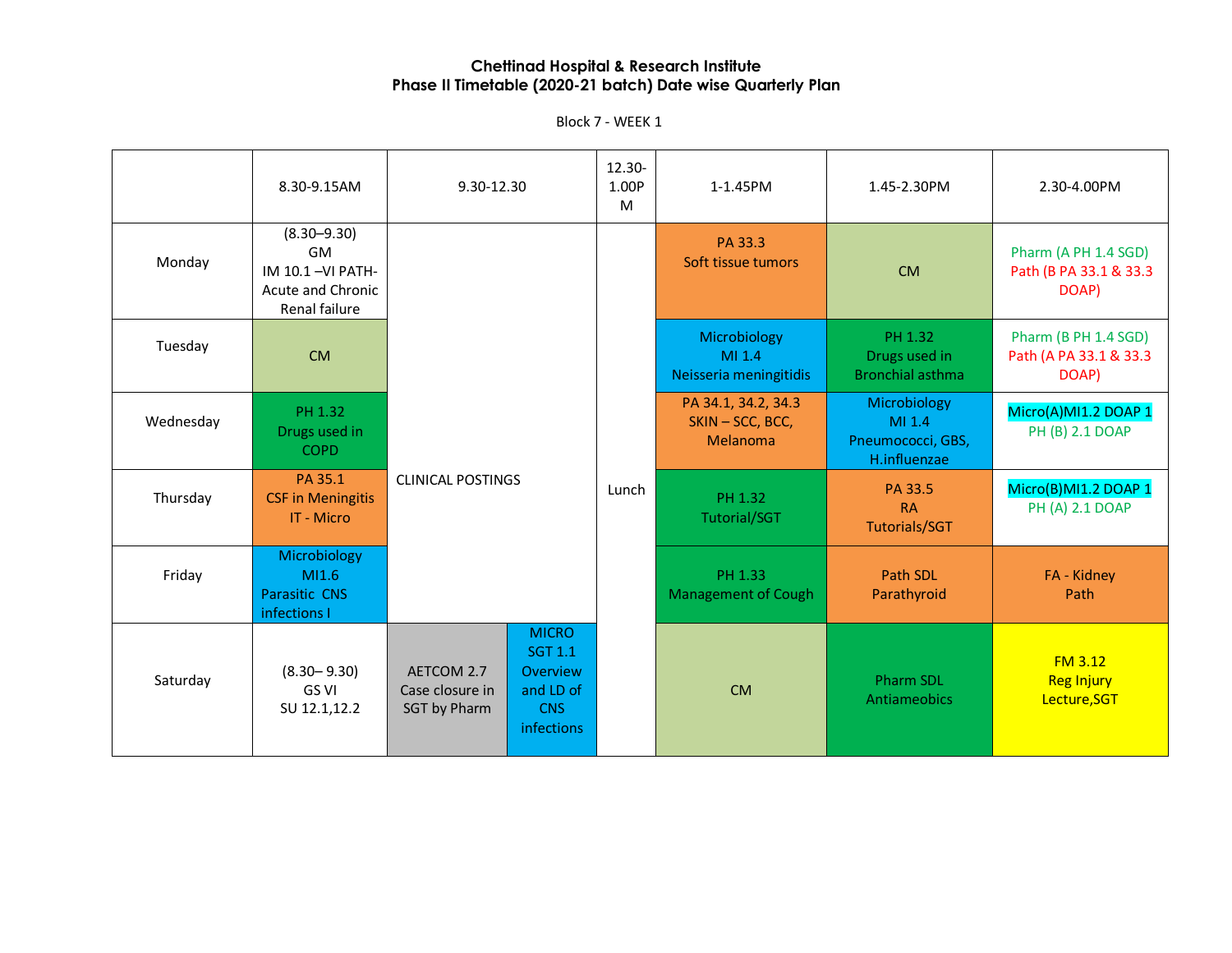**Chettinad Hospital & Research Institute**
**Phase II Timetable (2020-21 batch) Date wise Quarterly Plan**

Block 7 - WEEK 1

| | 8.30-9.15AM | 9.30-12.30 | | 12.30-1.00PM | 1-1.45PM | 1.45-2.30PM | 2.30-4.00PM |
|---|---|---|---|---|---|---|---|
| Monday | (8.30–9.30) GM IM 10.1 –VI PATH- Acute and Chronic Renal failure | CLINICAL POSTINGS | | Lunch | PA 33.3 Soft tissue tumors | CM | Pharm (A PH 1.4 SGD) Path (B PA 33.1 & 33.3 DOAP) |
| Tuesday | CM | | | | Microbiology MI 1.4 Neisseria meningitidis | PH 1.32 Drugs used in Bronchial asthma | Pharm (B PH 1.4 SGD) Path (A PA 33.1 & 33.3 DOAP) |
| Wednesday | PH 1.32 Drugs used in COPD | | | | PA 34.1, 34.2, 34.3 SKIN – SCC, BCC, Melanoma | Microbiology MI 1.4 Pneumococci, GBS, H.influenzae | Micro(A)MI1.2 DOAP 1 PH (B) 2.1 DOAP |
| Thursday | PA 35.1 CSF in Meningitis IT - Micro | | | | PH 1.32 Tutorial/SGT | PA 33.5 RA Tutorials/SGT | Micro(B)MI1.2 DOAP 1 PH (A) 2.1 DOAP |
| Friday | Microbiology MI1.6 Parasitic CNS infections I | | | | PH 1.33 Management of Cough | Path SDL Parathyroid | FA - Kidney Path |
| Saturday | (8.30– 9.30) GS VI SU 12.1,12.2 | AETCOM 2.7 Case closure in SGT by Pharm | MICRO SGT 1.1 Overview and LD of CNS infections | | CM | Pharm SDL Antiameobics | FM 3.12 Reg Injury Lecture,SGT |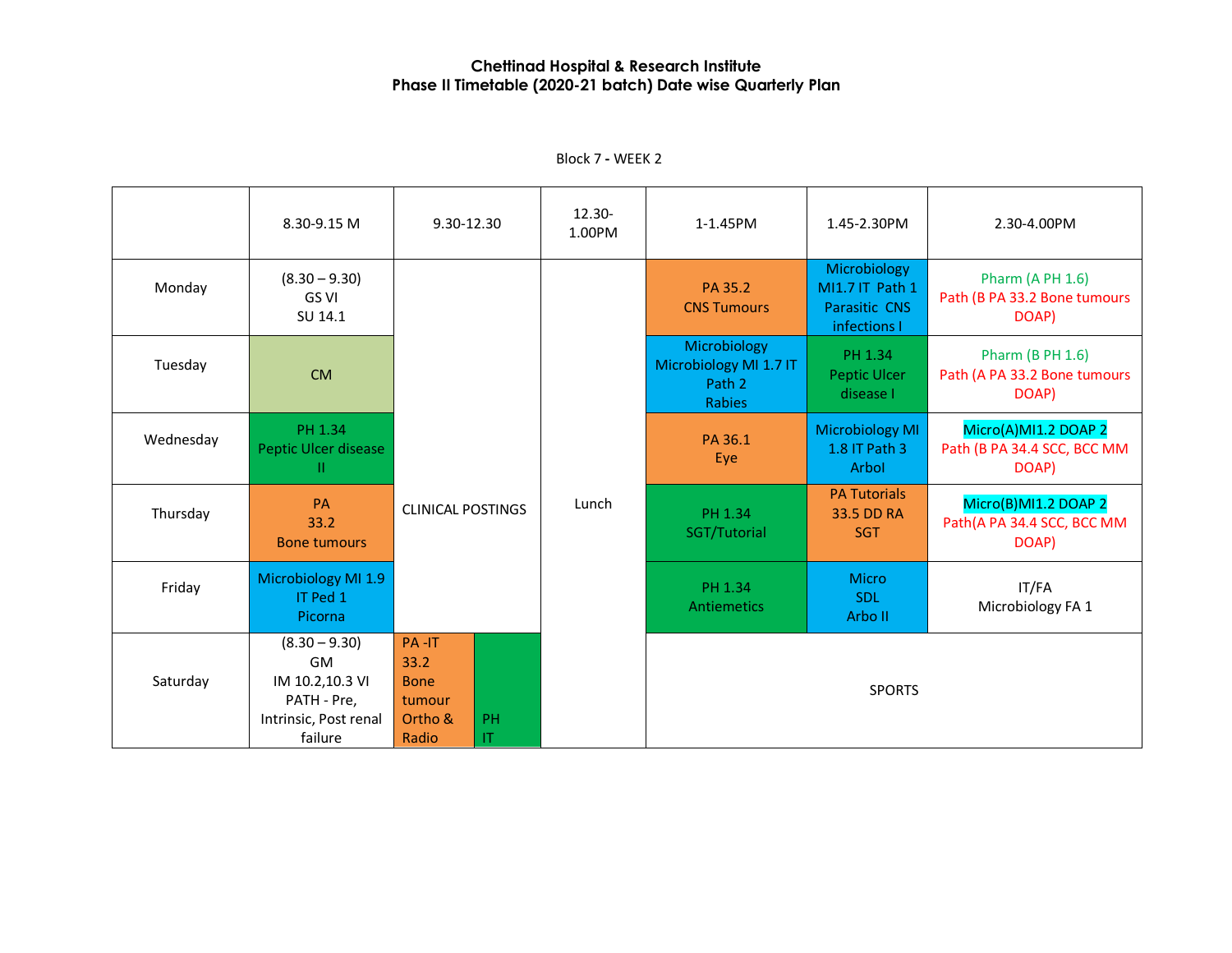**Chettinad Hospital & Research Institute**
**Phase II Timetable (2020-21 batch) Date wise Quarterly Plan**

Block 7 - WEEK 2

| | 8.30-9.15 M | 9.30-12.30 | 12.30-1.00PM | 1-1.45PM | 1.45-2.30PM | 2.30-4.00PM |
|---|---|---|---|---|---|---|
| Monday | (8.30 – 9.30) GS VI SU 14.1 | CLINICAL POSTINGS | Lunch | PA 35.2 CNS Tumours | Microbiology MI1.7 IT Path 1 Parasitic CNS infections I | Pharm (A PH 1.6) Path (B PA 33.2 Bone tumours DOAP) |
| Tuesday | CM | CLINICAL POSTINGS | Lunch | Microbiology Microbiology MI 1.7 IT Path 2 Rabies | PH 1.34 Peptic Ulcer disease I | Pharm (B PH 1.6) Path (A PA 33.2 Bone tumours DOAP) |
| Wednesday | PH 1.34 Peptic Ulcer disease II | CLINICAL POSTINGS | Lunch | PA 36.1 Eye | Microbiology MI 1.8 IT Path 3 Arbol | Micro(A)MI1.2 DOAP 2 Path (B PA 34.4 SCC, BCC MM DOAP) |
| Thursday | PA 33.2 Bone tumours | CLINICAL POSTINGS | Lunch | PH 1.34 SGT/Tutorial | PA Tutorials 33.5 DD RA SGT | Micro(B)MI1.2 DOAP 2 Path(A PA 34.4 SCC, BCC MM DOAP) |
| Friday | Microbiology MI 1.9 IT Ped 1 Picorna | CLINICAL POSTINGS | Lunch | PH 1.34 Antiemetics | Micro SDL Arbo II | IT/FA Microbiology FA 1 |
| Saturday | (8.30 – 9.30) GM IM 10.2,10.3 VI PATH - Pre, Intrinsic, Post renal failure | PA -IT 33.2 Bone tumour Ortho & Radio / PH IT | Lunch | SPORTS | | |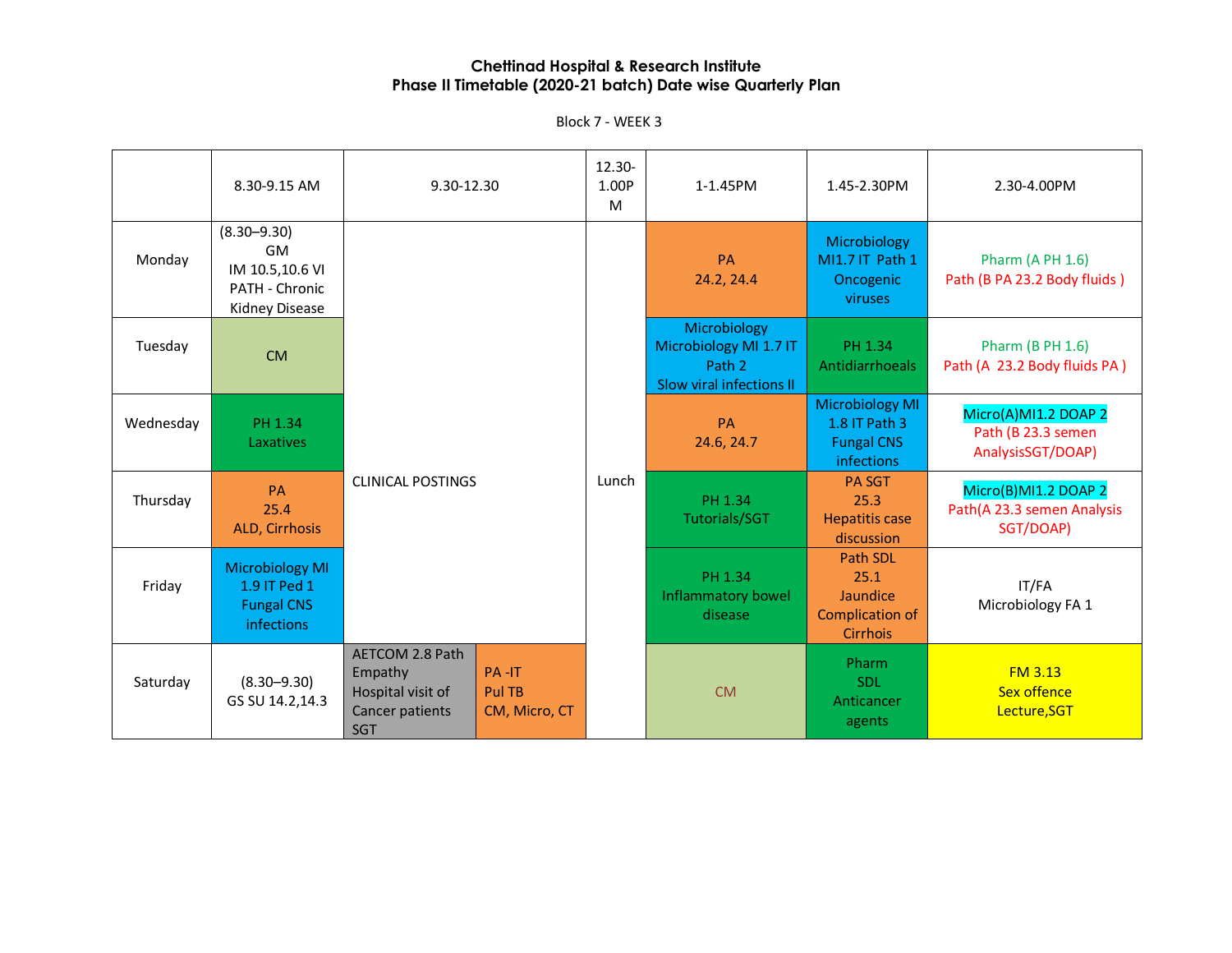# Chettinad Hospital & Research Institute
## Phase II Timetable (2020-21 batch) Date wise Quarterly Plan

Block 7 - WEEK 3

| | 8.30-9.15 AM | 9.30-12.30 | | 12.30-1.00PM | 1-1.45PM | 1.45-2.30PM | 2.30-4.00PM |
|---|---|---|---|---|---|---|---|
| Monday | (8.30–9.30) GM IM 10.5,10.6 VI PATH - Chronic Kidney Disease | CLINICAL POSTINGS | | Lunch | PA 24.2, 24.4 | Microbiology MI1.7 IT Path 1 Oncogenic viruses | Pharm (A PH 1.6) Path (B PA 23.2 Body fluids ) |
| Tuesday | CM | CLINICAL POSTINGS | | Lunch | Microbiology Microbiology MI 1.7 IT Path 2 Slow viral infections II | PH 1.34 Antidiarrhoeals | Pharm (B PH 1.6) Path (A 23.2 Body fluids PA ) |
| Wednesday | PH 1.34 Laxatives | CLINICAL POSTINGS | | Lunch | PA 24.6, 24.7 | Microbiology MI 1.8 IT Path 3 Fungal CNS infections | Micro(A)MI1.2 DOAP 2 Path (B 23.3 semen AnalysisSGT/DOAP) |
| Thursday | PA 25.4 ALD, Cirrhosis | CLINICAL POSTINGS | | Lunch | PH 1.34 Tutorials/SGT | PA SGT 25.3 Hepatitis case discussion | Micro(B)MI1.2 DOAP 2 Path(A 23.3 semen Analysis SGT/DOAP) |
| Friday | Microbiology MI 1.9 IT Ped 1 Fungal CNS infections | CLINICAL POSTINGS | | Lunch | PH 1.34 Inflammatory bowel disease | Path SDL 25.1 Jaundice Complication of Cirrhosis | IT/FA Microbiology FA 1 |
| Saturday | (8.30–9.30) GS SU 14.2,14.3 | AETCOM 2.8 Path Empathy Hospital visit of Cancer patients SGT | PA -IT Pul TB CM, Micro, CT | Lunch | CM | Pharm SDL Anticancer agents | FM 3.13 Sex offence Lecture,SGT |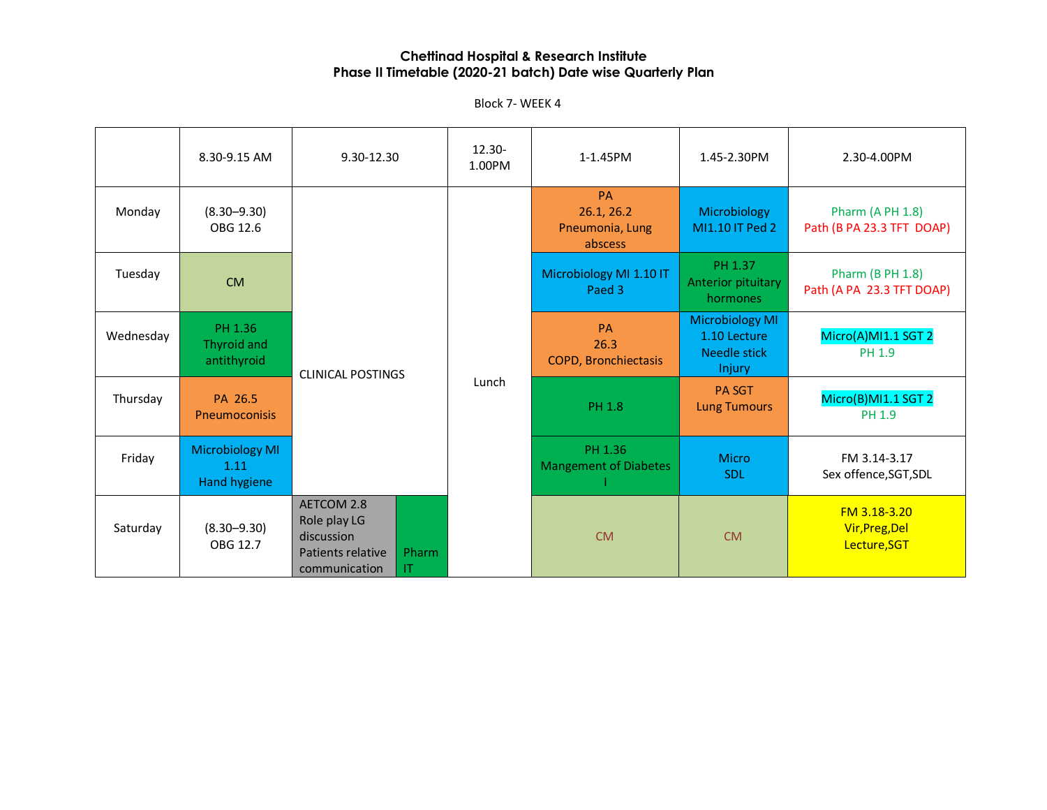**Chettinad Hospital & Research Institute**
**Phase II Timetable (2020-21 batch) Date wise Quarterly Plan**

Block 7- WEEK 4

| | 8.30-9.15 AM | 9.30-12.30 | 12.30-1.00PM | 1-1.45PM | 1.45-2.30PM | 2.30-4.00PM |
|---|---|---|---|---|---|---|
| Monday | (8.30–9.30) OBG 12.6 | CLINICAL POSTINGS | Lunch | PA 26.1, 26.2 Pneumonia, Lung abscess | Microbiology MI1.10 IT Ped 2 | Pharm (A PH 1.8) Path (B PA 23.3 TFT DOAP) |
| Tuesday | CM | CLINICAL POSTINGS | Lunch | Microbiology MI 1.10 IT Paed 3 | PH 1.37 Anterior pituitary hormones | Pharm (B PH 1.8) Path (A PA 23.3 TFT DOAP) |
| Wednesday | PH 1.36 Thyroid and antithyroid | CLINICAL POSTINGS | Lunch | PA 26.3 COPD, Bronchiectasis | Microbiology MI 1.10 Lecture Needle stick Injury | Micro(A)MI1.1 SGT 2 PH 1.9 |
| Thursday | PA 26.5 Pneumoconisis | CLINICAL POSTINGS | Lunch | PH 1.8 | PA SGT Lung Tumours | Micro(B)MI1.1 SGT 2 PH 1.9 |
| Friday | Microbiology MI 1.11 Hand hygiene | CLINICAL POSTINGS | Lunch | PH 1.36 Mangement of Diabetes I | Micro SDL | FM 3.14-3.17 Sex offence,SGT,SDL |
| Saturday | (8.30–9.30) OBG 12.7 | AETCOM 2.8 Role play LG discussion Patients relative communication / Pharm IT | Lunch | CM | CM | FM 3.18-3.20 Vir,Preg,Del Lecture,SGT |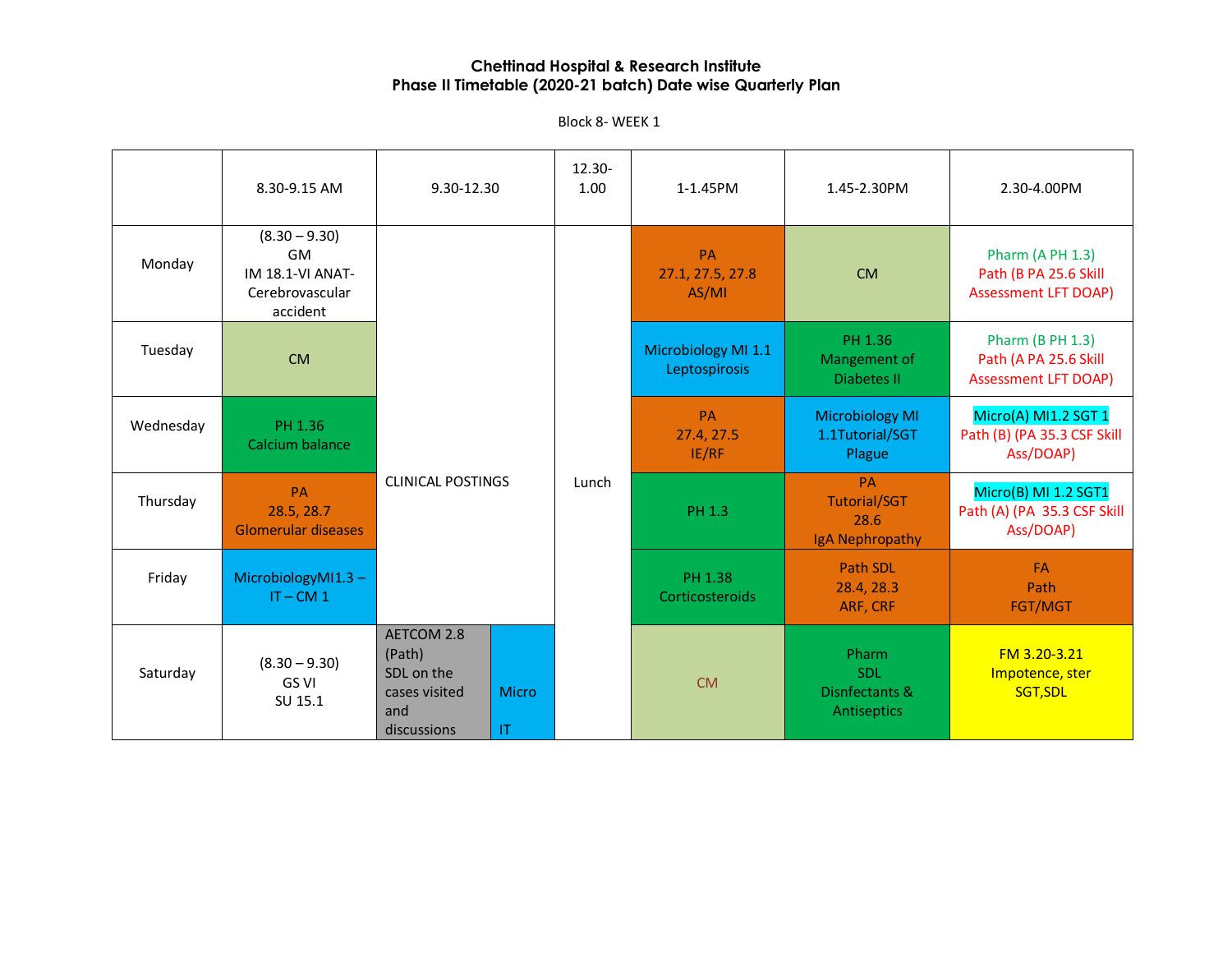**Chettinad Hospital & Research Institute**
**Phase II Timetable (2020-21 batch) Date wise Quarterly Plan**

Block 8- WEEK 1

| | 8.30-9.15 AM | 9.30-12.30 | 12.30-1.00 | 1-1.45PM | 1.45-2.30PM | 2.30-4.00PM |
|---|---|---|---|---|---|---|
| Monday | (8.30 – 9.30) GM IM 18.1-VI ANAT-Cerebrovascular accident | CLINICAL POSTINGS | Lunch | PA 27.1, 27.5, 27.8 AS/MI | CM | Pharm (A PH 1.3) Path (B PA 25.6 Skill Assessment LFT DOAP) |
| Tuesday | CM | CLINICAL POSTINGS | Lunch | Microbiology MI 1.1 Leptospirosis | PH 1.36 Mangement of Diabetes II | Pharm (B PH 1.3) Path (A PA 25.6 Skill Assessment LFT DOAP) |
| Wednesday | PH 1.36 Calcium balance | CLINICAL POSTINGS | Lunch | PA 27.4, 27.5 IE/RF | Microbiology MI 1.1Tutorial/SGT Plague | Micro(A) MI1.2 SGT 1 Path (B) (PA 35.3 CSF Skill Ass/DOAP) |
| Thursday | PA 28.5, 28.7 Glomerular diseases | CLINICAL POSTINGS | Lunch | PH 1.3 | PA Tutorial/SGT 28.6 IgA Nephropathy | Micro(B) MI 1.2 SGT1 Path (A) (PA 35.3 CSF Skill Ass/DOAP) |
| Friday | MicrobiologyMI1.3 – IT – CM 1 | CLINICAL POSTINGS | Lunch | PH 1.38 Corticosteroids | Path SDL 28.4, 28.3 ARF, CRF | FA Path FGT/MGT |
| Saturday | (8.30 – 9.30) GS VI SU 15.1 | AETCOM 2.8 (Path) SDL on the cases visited and discussions / Micro IT | Lunch | CM | Pharm SDL Disnfectants & Antiseptics | FM 3.20-3.21 Impotence, ster SGT,SDL |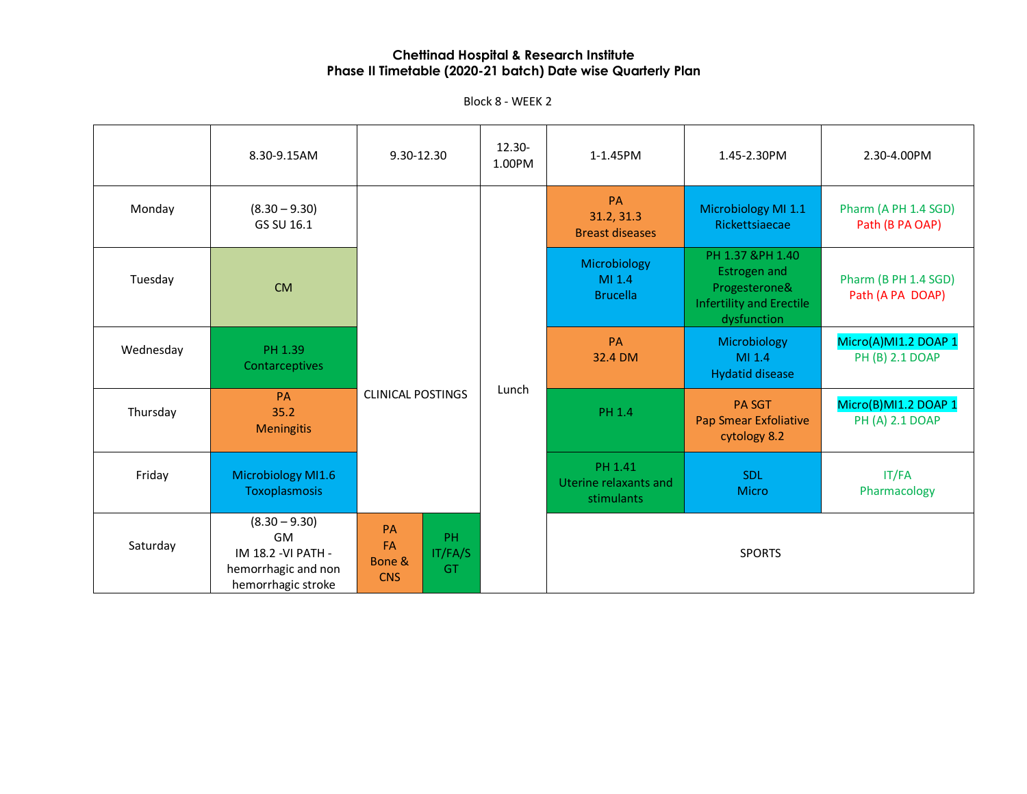**Chettinad Hospital & Research Institute**
**Phase II Timetable (2020-21 batch) Date wise Quarterly Plan**

Block 8 - WEEK 2

| | 8.30-9.15AM | 9.30-12.30 | | 12.30-1.00PM | 1-1.45PM | 1.45-2.30PM | 2.30-4.00PM |
|---|---|---|---|---|---|---|---|
| Monday | (8.30 – 9.30) GS SU 16.1 | CLINICAL POSTINGS | | Lunch | PA 31.2, 31.3 Breast diseases | Microbiology MI 1.1 Rickettsiaecae | Pharm (A PH 1.4 SGD) Path (B PA OAP) |
| Tuesday | CM | CLINICAL POSTINGS | | Lunch | Microbiology MI 1.4 Brucella | PH 1.37 &PH 1.40 Estrogen and Progesterone& Infertility and Erectile dysfunction | Pharm (B PH 1.4 SGD) Path (A PA DOAP) |
| Wednesday | PH 1.39 Contarceptives | CLINICAL POSTINGS | | Lunch | PA 32.4 DM | Microbiology MI 1.4 Hydatid disease | Micro(A)MI1.2 DOAP 1 PH (B) 2.1 DOAP |
| Thursday | PA 35.2 Meningitis | CLINICAL POSTINGS | | Lunch | PH 1.4 | PA SGT Pap Smear Exfoliative cytology 8.2 | Micro(B)MI1.2 DOAP 1 PH (A) 2.1 DOAP |
| Friday | Microbiology MI1.6 Toxoplasmosis | CLINICAL POSTINGS | | Lunch | PH 1.41 Uterine relaxants and stimulants | SDL Micro | IT/FA Pharmacology |
| Saturday | (8.30 – 9.30) GM IM 18.2 -VI PATH - hemorrhagic and non hemorrhagic stroke | PA FA Bone & CNS | PH IT/FA/SGT | Lunch | SPORTS | | |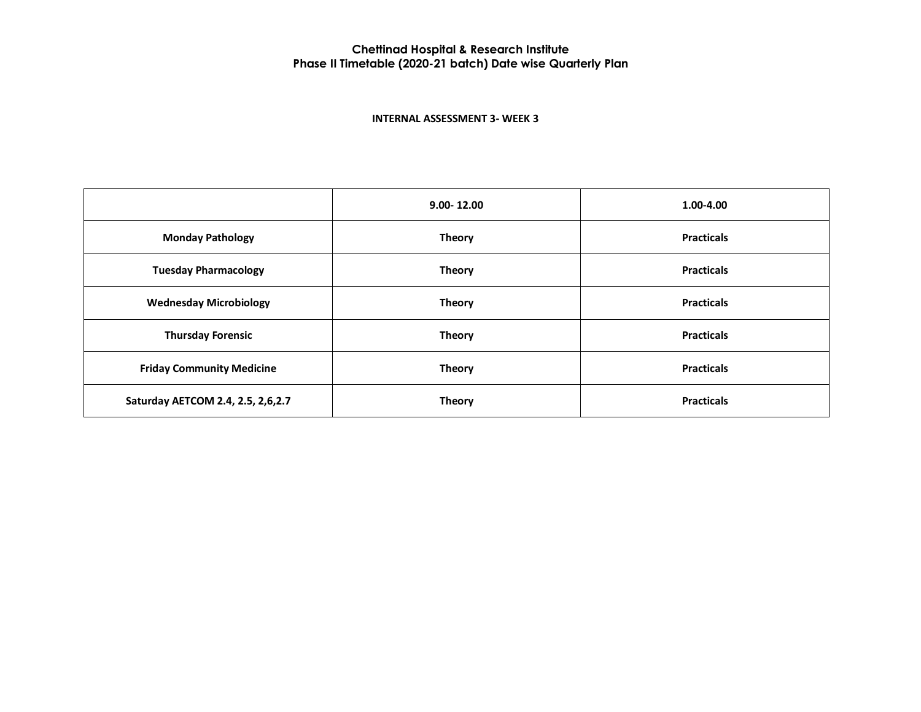# Chettinad Hospital & Research Institute
## Phase II Timetable (2020-21 batch) Date wise Quarterly Plan

### INTERNAL ASSESSMENT 3- WEEK 3

| | 9.00- 12.00 | 1.00-4.00 |
|---|---|---|
| **Monday Pathology** | **Theory** | **Practicals** |
| **Tuesday Pharmacology** | **Theory** | **Practicals** |
| **Wednesday Microbiology** | **Theory** | **Practicals** |
| **Thursday Forensic** | **Theory** | **Practicals** |
| **Friday Community Medicine** | **Theory** | **Practicals** |
| **Saturday AETCOM 2.4, 2.5, 2,6,2.7** | **Theory** | **Practicals** |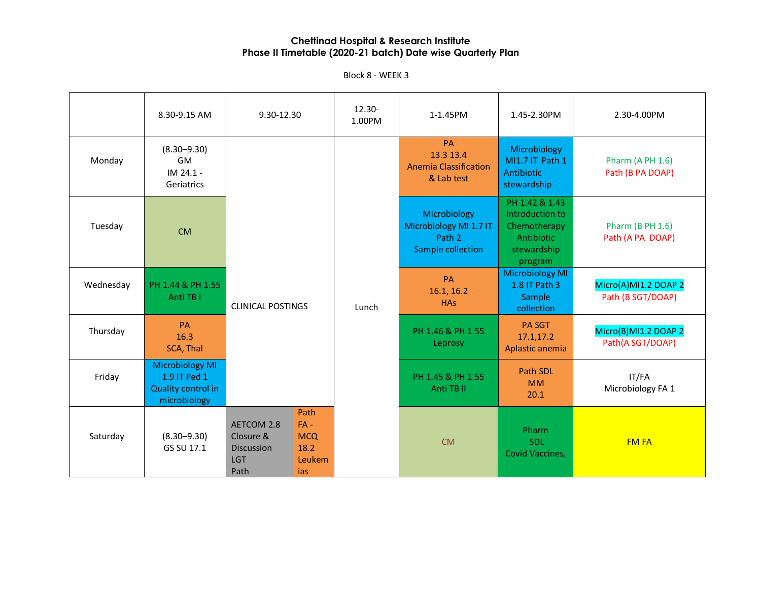**Chettinad Hospital & Research Institute**
**Phase II Timetable (2020-21 batch) Date wise Quarterly Plan**

Block 8 - WEEK 3

| | 8.30-9.15 AM | 9.30-12.30 | | 12.30-1.00PM | 1-1.45PM | 1.45-2.30PM | 2.30-4.00PM |
|---|---|---|---|---|---|---|---|
| Monday | (8.30–9.30) GM IM 24.1 - Geriatrics | CLINICAL POSTINGS | | Lunch | PA 13.3 13.4 Anemia Classification & Lab test | Microbiology MI1.7 IT Path 1 Antibiotic stewardship | Pharm (A PH 1.6) Path (B PA DOAP) |
| Tuesday | CM | | | | Microbiology Microbiology MI 1.7 IT Path 2 Sample collection | PH 1.42 & 1.43 Introduction to Chemotherapy Antibiotic stewardship program | Pharm (B PH 1.6) Path (A PA DOAP) |
| Wednesday | PH 1.44 & PH 1.55 Anti TB I | | | | PA 16.1, 16.2 HAs | Microbiology MI 1.8 IT Path 3 Sample collection | Micro(A)MI1.2 DOAP 2 Path (B SGT/DOAP) |
| Thursday | PA 16.3 SCA, Thal | | | | PH 1.46 & PH 1.55 Leprosy | PA SGT 17.1,17.2 Aplastic anemia | Micro(B)MI1.2 DOAP 2 Path(A SGT/DOAP) |
| Friday | Microbiology MI 1.9 IT Ped 1 Quality control in microbiology | | | | PH 1.45 & PH 1.55 Anti TB II | Path SDL MM 20.1 | IT/FA Microbiology FA 1 |
| Saturday | (8.30–9.30) GS SU 17.1 | AETCOM 2.8 Closure & Discussion LGT Path | Path FA - MCQ 18.2 Leukemias | | CM | Pharm SDL Covid Vaccines, | FM FA |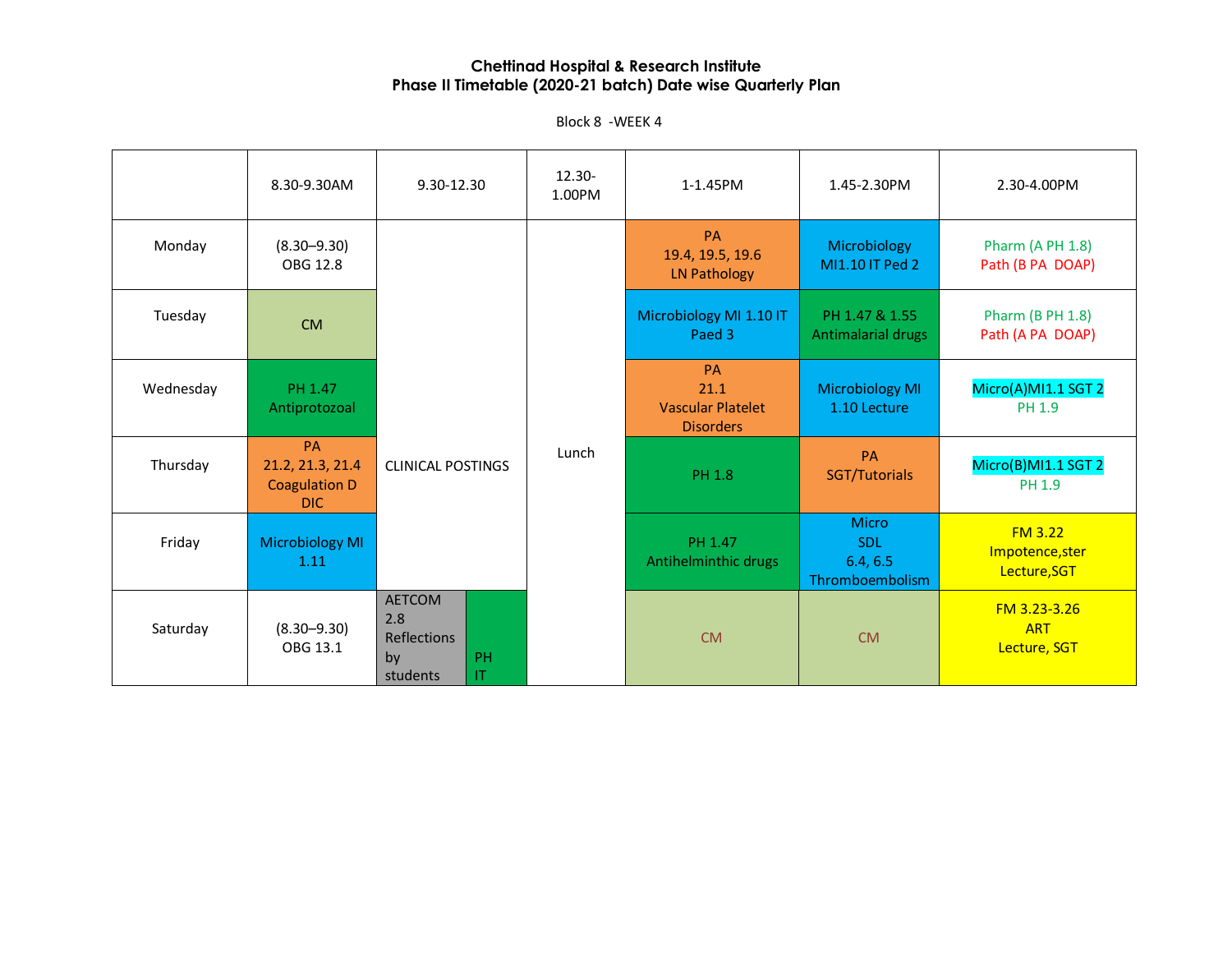**Chettinad Hospital & Research Institute**
**Phase II Timetable (2020-21 batch) Date wise Quarterly Plan**

Block 8 -WEEK 4

| | 8.30-9.30AM | 9.30-12.30 | | 12.30-1.00PM | 1-1.45PM | 1.45-2.30PM | 2.30-4.00PM |
|---|---|---|---|---|---|---|---|
| Monday | (8.30–9.30) OBG 12.8 | CLINICAL POSTINGS | | Lunch | PA 19.4, 19.5, 19.6 LN Pathology | Microbiology MI1.10 IT Ped 2 | Pharm (A PH 1.8) Path (B PA DOAP) |
| Tuesday | CM | | | | Microbiology MI 1.10 IT Paed 3 | PH 1.47 & 1.55 Antimalarial drugs | Pharm (B PH 1.8) Path (A PA DOAP) |
| Wednesday | PH 1.47 Antiprotozoal | | | | PA 21.1 Vascular Platelet Disorders | Microbiology MI 1.10 Lecture | Micro(A)MI1.1 SGT 2 PH 1.9 |
| Thursday | PA 21.2, 21.3, 21.4 Coagulation D DIC | | | | PH 1.8 | PA SGT/Tutorials | Micro(B)MI1.1 SGT 2 PH 1.9 |
| Friday | Microbiology MI 1.11 | | | | PH 1.47 Antihelminthic drugs | Micro SDL 6.4, 6.5 Thromboembolism | FM 3.22 Impotence,ster Lecture,SGT |
| Saturday | (8.30–9.30) OBG 13.1 | AETCOM 2.8 Reflections by students | PH IT | | CM | CM | FM 3.23-3.26 ART Lecture, SGT |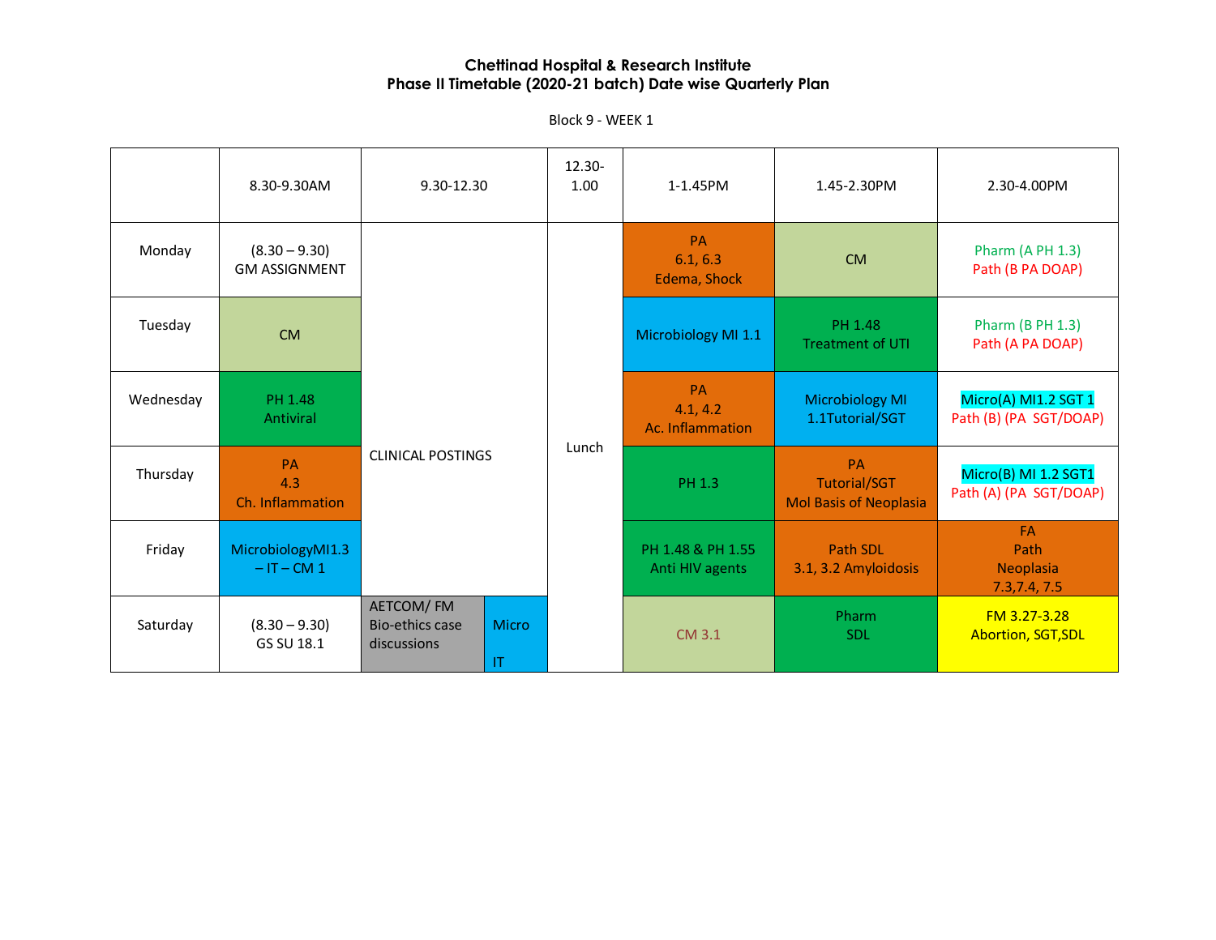**Chettinad Hospital & Research Institute**
**Phase II Timetable (2020-21 batch) Date wise Quarterly Plan**

Block 9 - WEEK 1

| | 8.30-9.30AM | 9.30-12.30 | 12.30-1.00 | 1-1.45PM | 1.45-2.30PM | 2.30-4.00PM |
|---|---|---|---|---|---|---|
| Monday | (8.30 – 9.30) GM ASSIGNMENT | CLINICAL POSTINGS | Lunch | PA 6.1, 6.3 Edema, Shock | CM | Pharm (A PH 1.3) Path (B PA DOAP) |
| Tuesday | CM | | | Microbiology MI 1.1 | PH 1.48 Treatment of UTI | Pharm (B PH 1.3) Path (A PA DOAP) |
| Wednesday | PH 1.48 Antiviral | | | PA 4.1, 4.2 Ac. Inflammation | Microbiology MI 1.1Tutorial/SGT | Micro(A) MI1.2 SGT 1 Path (B) (PA SGT/DOAP) |
| Thursday | PA 4.3 Ch. Inflammation | | | PH 1.3 | PA Tutorial/SGT Mol Basis of Neoplasia | Micro(B) MI 1.2 SGT1 Path (A) (PA SGT/DOAP) |
| Friday | MicrobiologyMI1.3 – IT – CM 1 | | | PH 1.48 & PH 1.55 Anti HIV agents | Path SDL 3.1, 3.2 Amyloidosis | FA Path Neoplasia 7.3,7.4, 7.5 |
| Saturday | (8.30 – 9.30) GS SU 18.1 | AETCOM/ FM Bio-ethics case discussions / Micro IT | | CM 3.1 | Pharm SDL | FM 3.27-3.28 Abortion, SGT,SDL |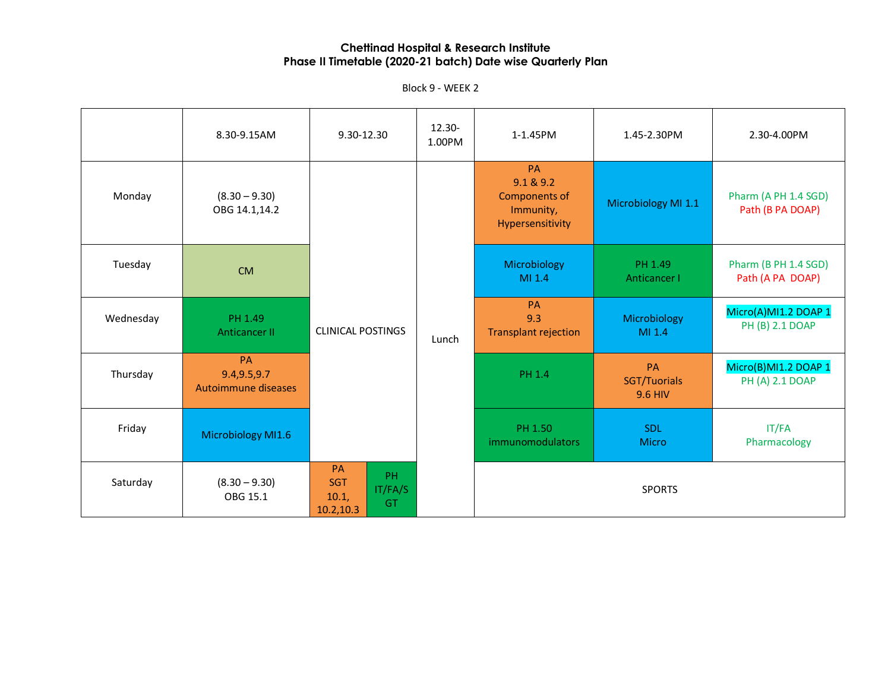**Chettinad Hospital & Research Institute**
**Phase II Timetable (2020-21 batch) Date wise Quarterly Plan**

Block 9 - WEEK 2

| | 8.30-9.15AM | 9.30-12.30 | | 12.30-1.00PM | 1-1.45PM | 1.45-2.30PM | 2.30-4.00PM |
|---|---|---|---|---|---|---|---|
| Monday | (8.30 – 9.30) OBG 14.1,14.2 | CLINICAL POSTINGS | | Lunch | PA 9.1 & 9.2 Components of Immunity, Hypersensitivity | Microbiology MI 1.1 | Pharm (A PH 1.4 SGD) Path (B PA DOAP) |
| Tuesday | CM | CLINICAL POSTINGS | | Lunch | Microbiology MI 1.4 | PH 1.49 Anticancer I | Pharm (B PH 1.4 SGD) Path (A PA DOAP) |
| Wednesday | PH 1.49 Anticancer II | CLINICAL POSTINGS | | Lunch | PA 9.3 Transplant rejection | Microbiology MI 1.4 | Micro(A)MI1.2 DOAP 1 PH (B) 2.1 DOAP |
| Thursday | PA 9.4,9.5,9.7 Autoimmune diseases | CLINICAL POSTINGS | | Lunch | PH 1.4 | PA SGT/Tuorials 9.6 HIV | Micro(B)MI1.2 DOAP 1 PH (A) 2.1 DOAP |
| Friday | Microbiology MI1.6 | CLINICAL POSTINGS | | Lunch | PH 1.50 immunomodulators | SDL Micro | IT/FA Pharmacology |
| Saturday | (8.30 – 9.30) OBG 15.1 | PA SGT 10.1, 10.2,10.3 | PH IT/FA/SGT | Lunch | SPORTS | | |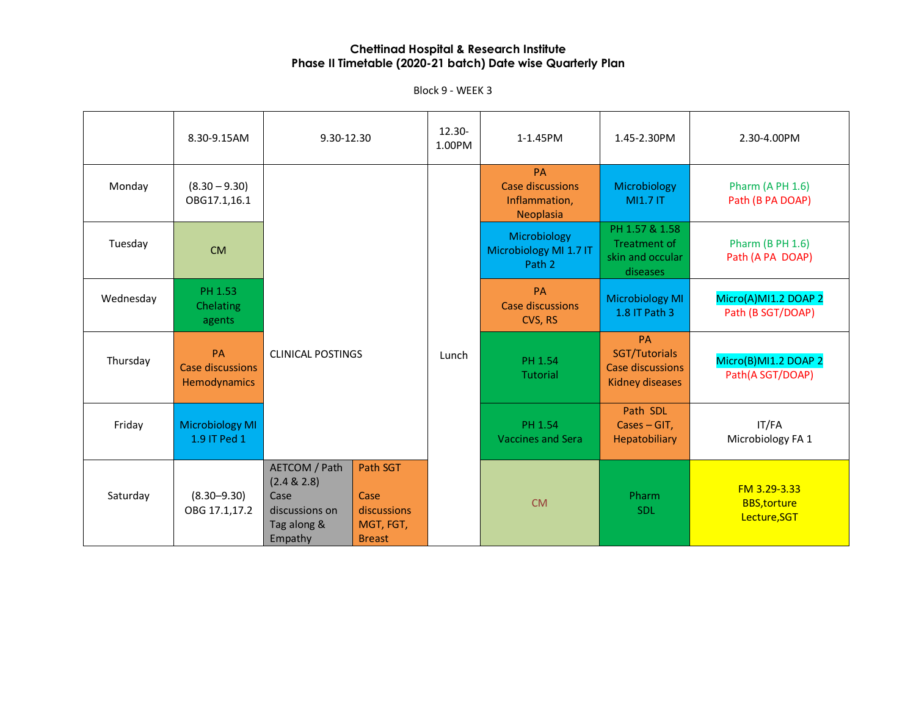# Chettinad Hospital & Research Institute
## Phase II Timetable (2020-21 batch) Date wise Quarterly Plan

Block 9 - WEEK 3

| | 8.30-9.15AM | 9.30-12.30 | | 12.30-1.00PM | 1-1.45PM | 1.45-2.30PM | 2.30-4.00PM |
|---|---|---|---|---|---|---|---|
| Monday | (8.30 – 9.30) OBG17.1,16.1 | CLINICAL POSTINGS | | Lunch | PA Case discussions Inflammation, Neoplasia | Microbiology MI1.7 IT | Pharm (A PH 1.6) Path (B PA DOAP) |
| Tuesday | CM | | | | Microbiology Microbiology MI 1.7 IT Path 2 | PH 1.57 & 1.58 Treatment of skin and occular diseases | Pharm (B PH 1.6) Path (A PA DOAP) |
| Wednesday | PH 1.53 Chelating agents | | | | PA Case discussions CVS, RS | Microbiology MI 1.8 IT Path 3 | Micro(A)MI1.2 DOAP 2 Path (B SGT/DOAP) |
| Thursday | PA Case discussions Hemodynamics | | | | PH 1.54 Tutorial | PA SGT/Tutorials Case discussions Kidney diseases | Micro(B)MI1.2 DOAP 2 Path(A SGT/DOAP) |
| Friday | Microbiology MI 1.9 IT Ped 1 | | | | PH 1.54 Vaccines and Sera | Path SDL Cases – GIT, Hepatobiliary | IT/FA Microbiology FA 1 |
| Saturday | (8.30–9.30) OBG 17.1,17.2 | AETCOM / Path (2.4 & 2.8) Case discussions on Tag along & Empathy | Path SGT Case discussions MGT, FGT, Breast | | CM | Pharm SDL | FM 3.29-3.33 BBS,torture Lecture,SGT |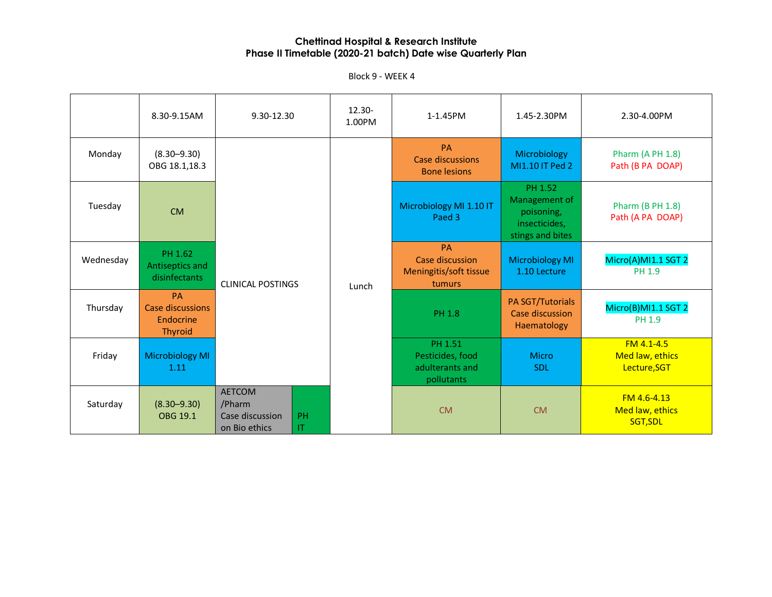**Chettinad Hospital & Research Institute**
**Phase II Timetable (2020-21 batch) Date wise Quarterly Plan**

Block 9 - WEEK 4

| | 8.30-9.15AM | 9.30-12.30 | 12.30-1.00PM | 1-1.45PM | 1.45-2.30PM | 2.30-4.00PM |
|---|---|---|---|---|---|---|
| Monday | (8.30–9.30) OBG 18.1,18.3 | CLINICAL POSTINGS | Lunch | PA Case discussions Bone lesions | Microbiology MI1.10 IT Ped 2 | Pharm (A PH 1.8) Path (B PA DOAP) |
| Tuesday | CM | CLINICAL POSTINGS | Lunch | Microbiology MI 1.10 IT Paed 3 | PH 1.52 Management of poisoning, insecticides, stings and bites | Pharm (B PH 1.8) Path (A PA DOAP) |
| Wednesday | PH 1.62 Antiseptics and disinfectants | CLINICAL POSTINGS | Lunch | PA Case discussion Meningitis/soft tissue tumurs | Microbiology MI 1.10 Lecture | Micro(A)MI1.1 SGT 2 PH 1.9 |
| Thursday | PA Case discussions Endocrine Thyroid | CLINICAL POSTINGS | Lunch | PH 1.8 | PA SGT/Tutorials Case discussion Haematology | Micro(B)MI1.1 SGT 2 PH 1.9 |
| Friday | Microbiology MI 1.11 | CLINICAL POSTINGS | Lunch | PH 1.51 Pesticides, food adulterants and pollutants | Micro SDL | FM 4.1-4.5 Med law, ethics Lecture,SGT |
| Saturday | (8.30–9.30) OBG 19.1 | AETCOM /Pharm Case discussion on Bio ethics / PH IT | Lunch | CM | CM | FM 4.6-4.13 Med law, ethics SGT,SDL |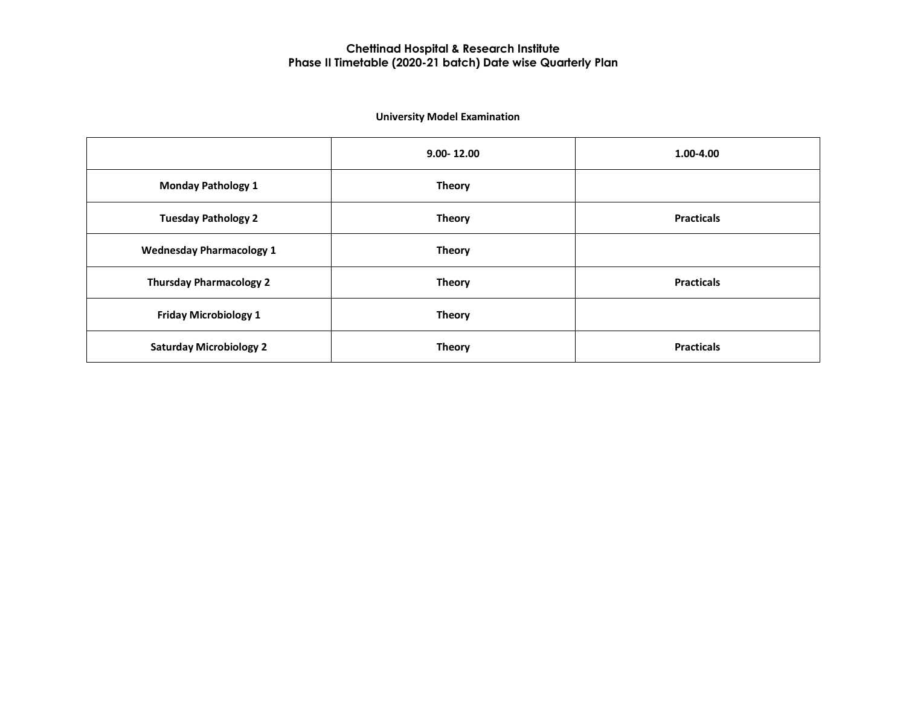# Chettinad Hospital & Research Institute
## Phase II Timetable (2020-21 batch) Date wise Quarterly Plan

### University Model Examination

| | 9.00- 12.00 | 1.00-4.00 |
|---|---|---|
| **Monday Pathology 1** | **Theory** | |
| **Tuesday Pathology 2** | **Theory** | **Practicals** |
| **Wednesday Pharmacology 1** | **Theory** | |
| **Thursday Pharmacology 2** | **Theory** | **Practicals** |
| **Friday Microbiology 1** | **Theory** | |
| **Saturday Microbiology 2** | **Theory** | **Practicals** |